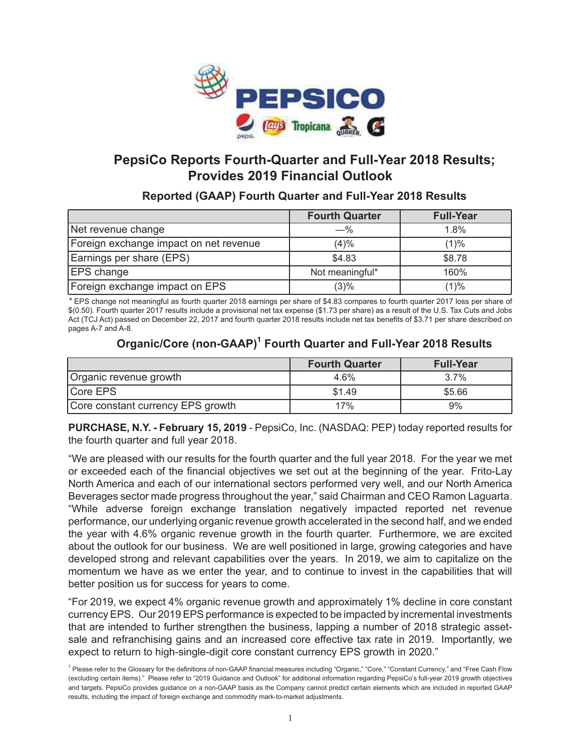# PepsiCo Reports Fourth-Quarter and Full-Year 2018 Results; Provides 2019 Financial Outlook

## Reported (GAAP) Fourth Quarter and Full-Year 2018 Results

| | Fourth Quarter | Full-Year |
|---|---|---|
| Net revenue change | —% | 1.8% |
| Foreign exchange impact on net revenue | (4)% | (1)% |
| Earnings per share (EPS) | $4.83 | $8.78 |
| EPS change | Not meaningful* | 160% |
| Foreign exchange impact on EPS | (3)% | (1)% |

* EPS change not meaningful as fourth quarter 2018 earnings per share of $4.83 compares to fourth quarter 2017 loss per share of $(0.50). Fourth quarter 2017 results include a provisional net tax expense ($1.73 per share) as a result of the U.S. Tax Cuts and Jobs Act (TCJ Act) passed on December 22, 2017 and fourth quarter 2018 results include net tax benefits of $3.71 per share described on pages A-7 and A-8.

## Organic/Core (non-GAAP)[1] Fourth Quarter and Full-Year 2018 Results

| | Fourth Quarter | Full-Year |
|---|---|---|
| Organic revenue growth | 4.6% | 3.7% |
| Core EPS | $1.49 | $5.66 |
| Core constant currency EPS growth | 17% | 9% |

**PURCHASE, N.Y. - February 15, 2019** - PepsiCo, Inc. (NASDAQ: PEP) today reported results for the fourth quarter and full year 2018.

"We are pleased with our results for the fourth quarter and the full year 2018. For the year we met or exceeded each of the financial objectives we set out at the beginning of the year. Frito-Lay North America and each of our international sectors performed very well, and our North America Beverages sector made progress throughout the year," said Chairman and CEO Ramon Laguarta. "While adverse foreign exchange translation negatively impacted reported net revenue performance, our underlying organic revenue growth accelerated in the second half, and we ended the year with 4.6% organic revenue growth in the fourth quarter. Furthermore, we are excited about the outlook for our business. We are well positioned in large, growing categories and have developed strong and relevant capabilities over the years. In 2019, we aim to capitalize on the momentum we have as we enter the year, and to continue to invest in the capabilities that will better position us for success for years to come.

"For 2019, we expect 4% organic revenue growth and approximately 1% decline in core constant currency EPS. Our 2019 EPS performance is expected to be impacted by incremental investments that are intended to further strengthen the business, lapping a number of 2018 strategic asset-sale and refranchising gains and an increased core effective tax rate in 2019. Importantly, we expect to return to high-single-digit core constant currency EPS growth in 2020."

[1] Please refer to the Glossary for the definitions of non-GAAP financial measures including "Organic," "Core," "Constant Currency," and "Free Cash Flow (excluding certain items)." Please refer to "2019 Guidance and Outlook" for additional information regarding PepsiCo's full-year 2019 growth objectives and targets. PepsiCo provides guidance on a non-GAAP basis as the Company cannot predict certain elements which are included in reported GAAP results, including the impact of foreign exchange and commodity mark-to-market adjustments.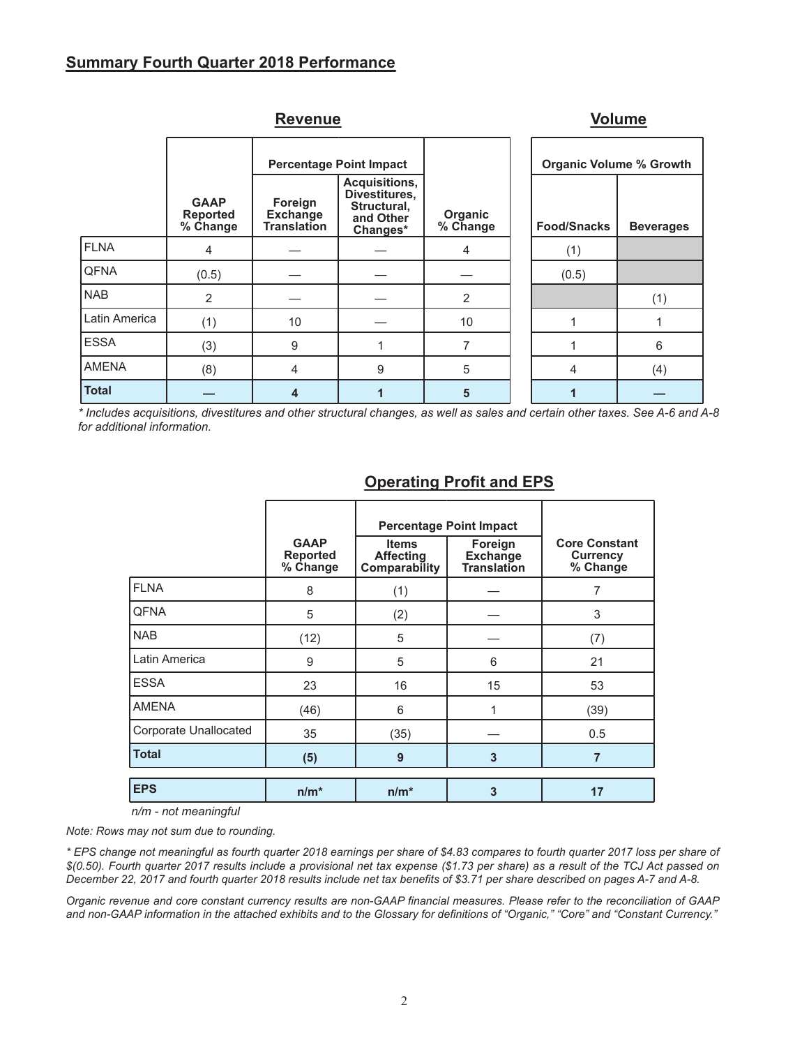## Summary Fourth Quarter 2018 Performance

| | Revenue | | | | Volume | |
|---|---|---|---|---|---|---|
| | | Percentage Point Impact | | | Organic Volume % Growth | |
| | GAAP Reported % Change | Foreign Exchange Translation | Acquisitions, Divestitures, Structural, and Other Changes* | Organic % Change | Food/Snacks | Beverages |
| FLNA | 4 | — | — | 4 | (1) | |
| QFNA | (0.5) | — | — | — | (0.5) | |
| NAB | 2 | — | — | 2 | | (1) |
| Latin America | (1) | 10 | — | 10 | 1 | 1 |
| ESSA | (3) | 9 | 1 | 7 | 1 | 6 |
| AMENA | (8) | 4 | 9 | 5 | 4 | (4) |
| **Total** | **—** | **4** | **1** | **5** | **1** | **—** |

*\* Includes acquisitions, divestitures and other structural changes, as well as sales and certain other taxes. See A-6 and A-8 for additional information.*

### Operating Profit and EPS

| | | Percentage Point Impact | | |
|---|---|---|---|---|
| | GAAP Reported % Change | Items Affecting Comparability | Foreign Exchange Translation | Core Constant Currency % Change |
| FLNA | 8 | (1) | — | 7 |
| QFNA | 5 | (2) | — | 3 |
| NAB | (12) | 5 | — | (7) |
| Latin America | 9 | 5 | 6 | 21 |
| ESSA | 23 | 16 | 15 | 53 |
| AMENA | (46) | 6 | 1 | (39) |
| Corporate Unallocated | 35 | (35) | — | 0.5 |
| **Total** | **(5)** | **9** | **3** | **7** |
| **EPS** | **n/m*** | **n/m*** | **3** | **17** |

*n/m - not meaningful*

*Note: Rows may not sum due to rounding.*

*\* EPS change not meaningful as fourth quarter 2018 earnings per share of $4.83 compares to fourth quarter 2017 loss per share of $(0.50). Fourth quarter 2017 results include a provisional net tax expense ($1.73 per share) as a result of the TCJ Act passed on December 22, 2017 and fourth quarter 2018 results include net tax benefits of $3.71 per share described on pages A-7 and A-8.*

*Organic revenue and core constant currency results are non-GAAP financial measures. Please refer to the reconciliation of GAAP and non-GAAP information in the attached exhibits and to the Glossary for definitions of "Organic," "Core" and "Constant Currency."*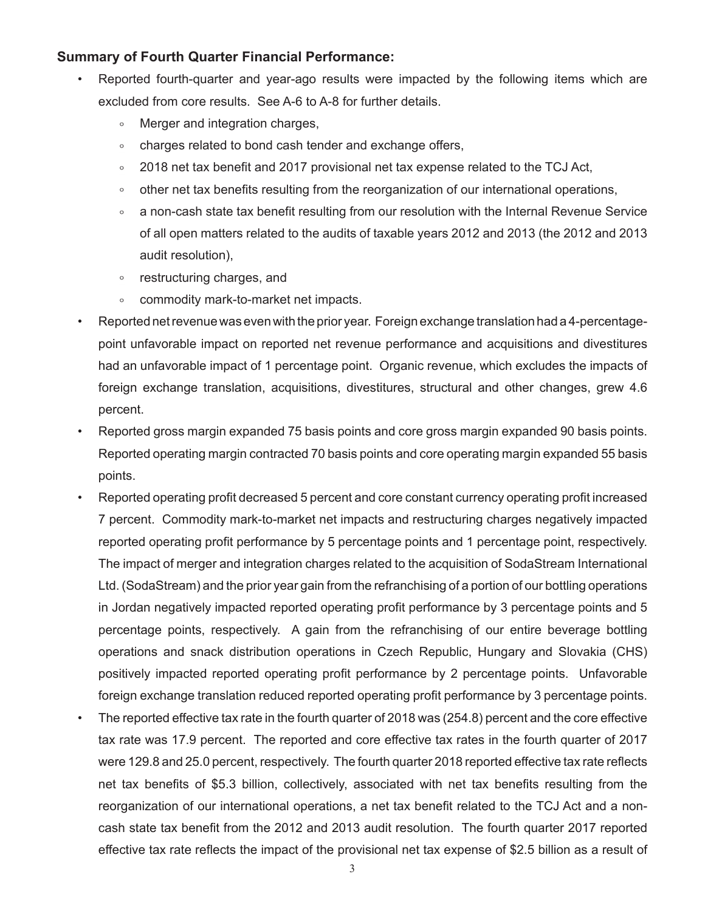**Summary of Fourth Quarter Financial Performance:**

- Reported fourth-quarter and year-ago results were impacted by the following items which are excluded from core results. See A-6 to A-8 for further details.
  - Merger and integration charges,
  - charges related to bond cash tender and exchange offers,
  - 2018 net tax benefit and 2017 provisional net tax expense related to the TCJ Act,
  - other net tax benefits resulting from the reorganization of our international operations,
  - a non-cash state tax benefit resulting from our resolution with the Internal Revenue Service of all open matters related to the audits of taxable years 2012 and 2013 (the 2012 and 2013 audit resolution),
  - restructuring charges, and
  - commodity mark-to-market net impacts.
- Reported net revenue was even with the prior year. Foreign exchange translation had a 4-percentage-point unfavorable impact on reported net revenue performance and acquisitions and divestitures had an unfavorable impact of 1 percentage point. Organic revenue, which excludes the impacts of foreign exchange translation, acquisitions, divestitures, structural and other changes, grew 4.6 percent.
- Reported gross margin expanded 75 basis points and core gross margin expanded 90 basis points. Reported operating margin contracted 70 basis points and core operating margin expanded 55 basis points.
- Reported operating profit decreased 5 percent and core constant currency operating profit increased 7 percent. Commodity mark-to-market net impacts and restructuring charges negatively impacted reported operating profit performance by 5 percentage points and 1 percentage point, respectively. The impact of merger and integration charges related to the acquisition of SodaStream International Ltd. (SodaStream) and the prior year gain from the refranchising of a portion of our bottling operations in Jordan negatively impacted reported operating profit performance by 3 percentage points and 5 percentage points, respectively. A gain from the refranchising of our entire beverage bottling operations and snack distribution operations in Czech Republic, Hungary and Slovakia (CHS) positively impacted reported operating profit performance by 2 percentage points. Unfavorable foreign exchange translation reduced reported operating profit performance by 3 percentage points.
- The reported effective tax rate in the fourth quarter of 2018 was (254.8) percent and the core effective tax rate was 17.9 percent. The reported and core effective tax rates in the fourth quarter of 2017 were 129.8 and 25.0 percent, respectively. The fourth quarter 2018 reported effective tax rate reflects net tax benefits of $5.3 billion, collectively, associated with net tax benefits resulting from the reorganization of our international operations, a net tax benefit related to the TCJ Act and a non-cash state tax benefit from the 2012 and 2013 audit resolution. The fourth quarter 2017 reported effective tax rate reflects the impact of the provisional net tax expense of $2.5 billion as a result of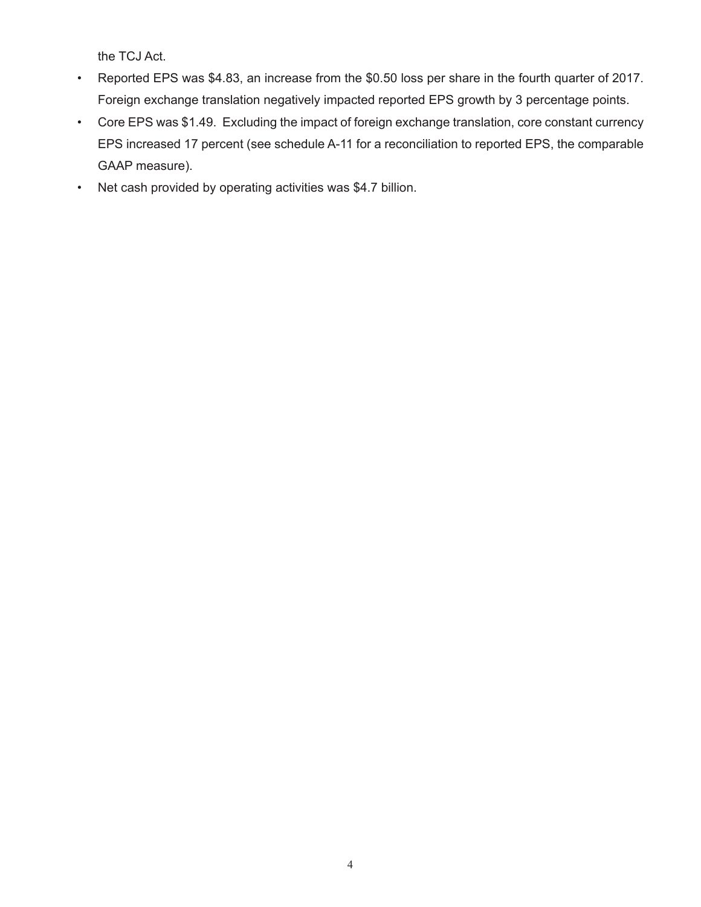the TCJ Act.

- Reported EPS was $4.83, an increase from the $0.50 loss per share in the fourth quarter of 2017. Foreign exchange translation negatively impacted reported EPS growth by 3 percentage points.
- Core EPS was $1.49. Excluding the impact of foreign exchange translation, core constant currency EPS increased 17 percent (see schedule A-11 for a reconciliation to reported EPS, the comparable GAAP measure).
- Net cash provided by operating activities was $4.7 billion.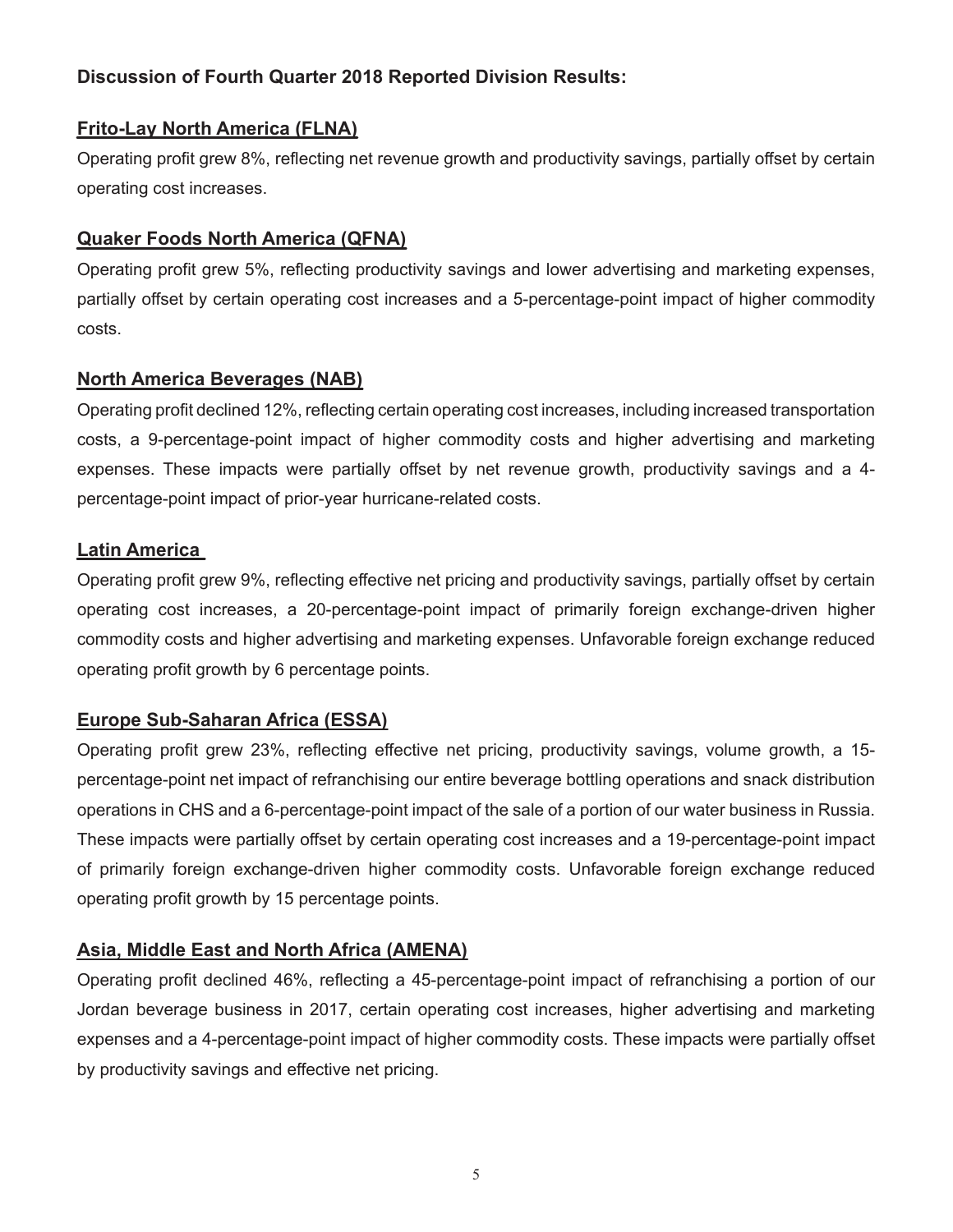**Discussion of Fourth Quarter 2018 Reported Division Results:**

**Frito-Lay North America (FLNA)**

Operating profit grew 8%, reflecting net revenue growth and productivity savings, partially offset by certain operating cost increases.

**Quaker Foods North America (QFNA)**

Operating profit grew 5%, reflecting productivity savings and lower advertising and marketing expenses, partially offset by certain operating cost increases and a 5-percentage-point impact of higher commodity costs.

**North America Beverages (NAB)**

Operating profit declined 12%, reflecting certain operating cost increases, including increased transportation costs, a 9-percentage-point impact of higher commodity costs and higher advertising and marketing expenses. These impacts were partially offset by net revenue growth, productivity savings and a 4-percentage-point impact of prior-year hurricane-related costs.

**Latin America**

Operating profit grew 9%, reflecting effective net pricing and productivity savings, partially offset by certain operating cost increases, a 20-percentage-point impact of primarily foreign exchange-driven higher commodity costs and higher advertising and marketing expenses. Unfavorable foreign exchange reduced operating profit growth by 6 percentage points.

**Europe Sub-Saharan Africa (ESSA)**

Operating profit grew 23%, reflecting effective net pricing, productivity savings, volume growth, a 15-percentage-point net impact of refranchising our entire beverage bottling operations and snack distribution operations in CHS and a 6-percentage-point impact of the sale of a portion of our water business in Russia. These impacts were partially offset by certain operating cost increases and a 19-percentage-point impact of primarily foreign exchange-driven higher commodity costs. Unfavorable foreign exchange reduced operating profit growth by 15 percentage points.

**Asia, Middle East and North Africa (AMENA)**

Operating profit declined 46%, reflecting a 45-percentage-point impact of refranchising a portion of our Jordan beverage business in 2017, certain operating cost increases, higher advertising and marketing expenses and a 4-percentage-point impact of higher commodity costs. These impacts were partially offset by productivity savings and effective net pricing.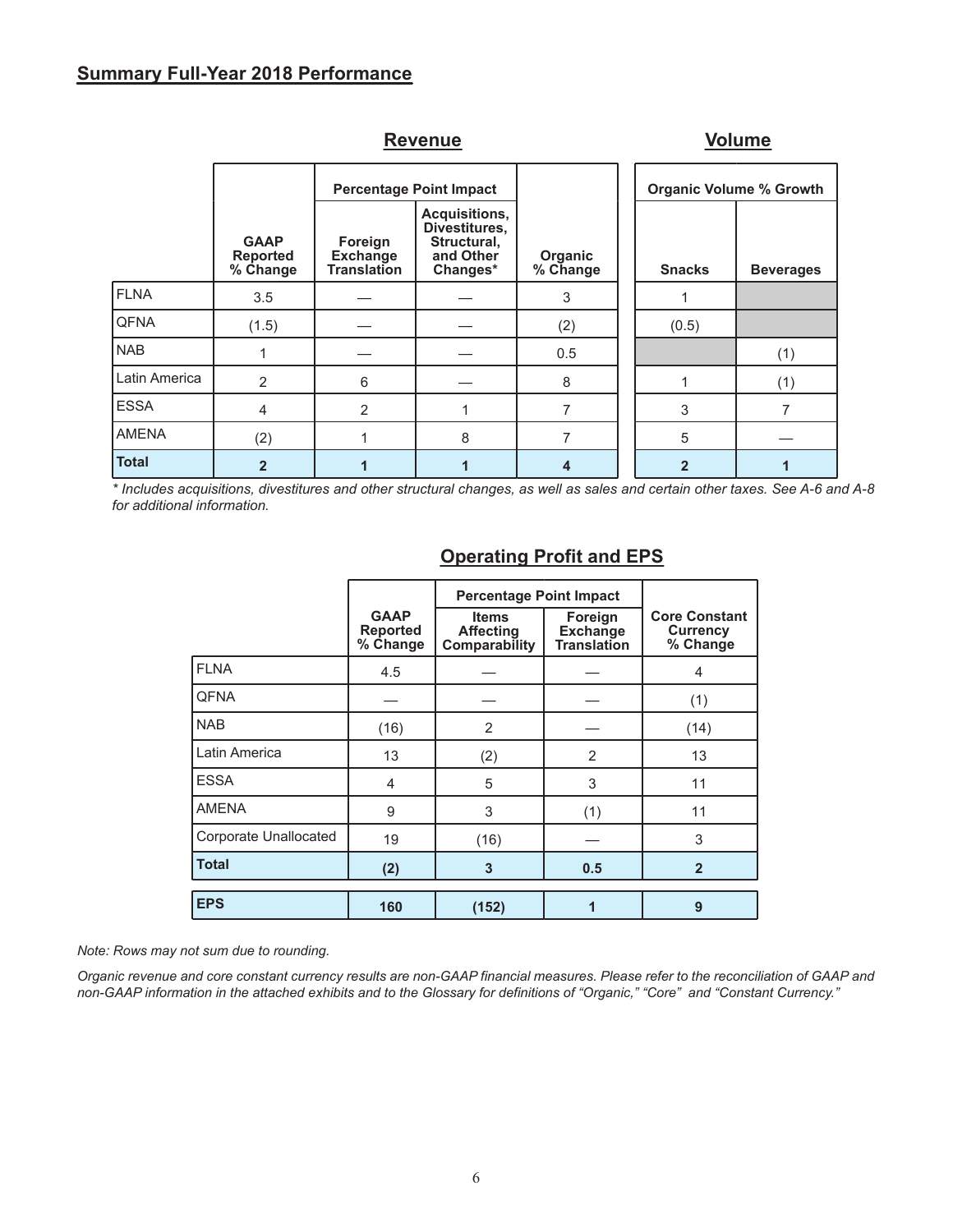## Summary Full-Year 2018 Performance

| | Revenue | | | | Volume | |
|---|---|---|---|---|---|---|
| | | Percentage Point Impact | | | Organic Volume % Growth | |
| | GAAP Reported % Change | Foreign Exchange Translation | Acquisitions, Divestitures, Structural, and Other Changes* | Organic % Change | Snacks | Beverages |
| FLNA | 3.5 | — | — | 3 | 1 | |
| QFNA | (1.5) | — | — | (2) | (0.5) | |
| NAB | 1 | — | — | 0.5 | | (1) |
| Latin America | 2 | 6 | — | 8 | 1 | (1) |
| ESSA | 4 | 2 | 1 | 7 | 3 | 7 |
| AMENA | (2) | 1 | 8 | 7 | 5 | — |
| **Total** | **2** | **1** | **1** | **4** | **2** | **1** |

*\* Includes acquisitions, divestitures and other structural changes, as well as sales and certain other taxes. See A-6 and A-8 for additional information.*

### Operating Profit and EPS

| | GAAP Reported % Change | Percentage Point Impact | | Core Constant Currency % Change |
|---|---|---|---|---|
| | | Items Affecting Comparability | Foreign Exchange Translation | |
| FLNA | 4.5 | — | — | 4 |
| QFNA | — | — | — | (1) |
| NAB | (16) | 2 | — | (14) |
| Latin America | 13 | (2) | 2 | 13 |
| ESSA | 4 | 5 | 3 | 11 |
| AMENA | 9 | 3 | (1) | 11 |
| Corporate Unallocated | 19 | (16) | — | 3 |
| **Total** | **(2)** | **3** | **0.5** | **2** |
| **EPS** | **160** | **(152)** | **1** | **9** |

*Note: Rows may not sum due to rounding.*

*Organic revenue and core constant currency results are non-GAAP financial measures. Please refer to the reconciliation of GAAP and non-GAAP information in the attached exhibits and to the Glossary for definitions of "Organic," "Core" and "Constant Currency."*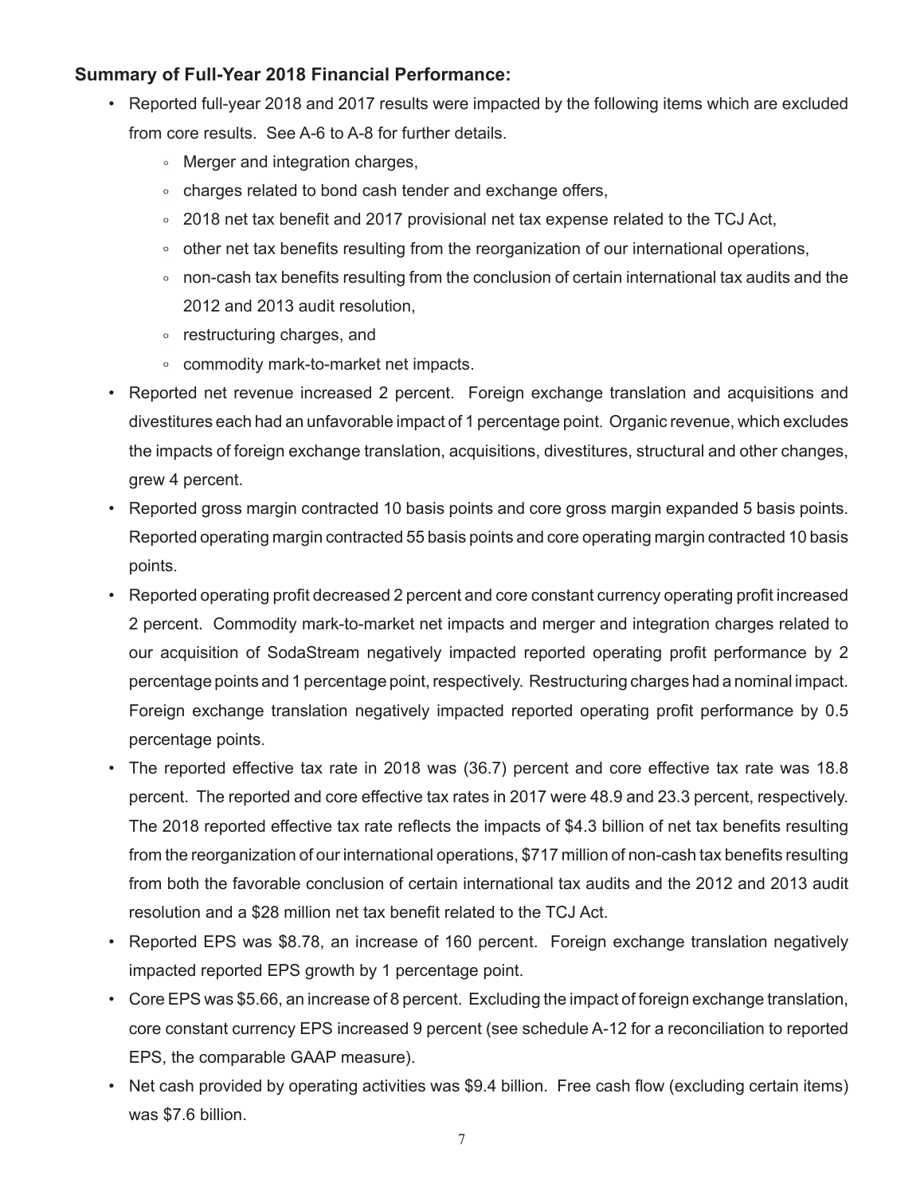**Summary of Full-Year 2018 Financial Performance:**

- Reported full-year 2018 and 2017 results were impacted by the following items which are excluded from core results. See A-6 to A-8 for further details.
  - Merger and integration charges,
  - charges related to bond cash tender and exchange offers,
  - 2018 net tax benefit and 2017 provisional net tax expense related to the TCJ Act,
  - other net tax benefits resulting from the reorganization of our international operations,
  - non-cash tax benefits resulting from the conclusion of certain international tax audits and the 2012 and 2013 audit resolution,
  - restructuring charges, and
  - commodity mark-to-market net impacts.
- Reported net revenue increased 2 percent. Foreign exchange translation and acquisitions and divestitures each had an unfavorable impact of 1 percentage point. Organic revenue, which excludes the impacts of foreign exchange translation, acquisitions, divestitures, structural and other changes, grew 4 percent.
- Reported gross margin contracted 10 basis points and core gross margin expanded 5 basis points. Reported operating margin contracted 55 basis points and core operating margin contracted 10 basis points.
- Reported operating profit decreased 2 percent and core constant currency operating profit increased 2 percent. Commodity mark-to-market net impacts and merger and integration charges related to our acquisition of SodaStream negatively impacted reported operating profit performance by 2 percentage points and 1 percentage point, respectively. Restructuring charges had a nominal impact. Foreign exchange translation negatively impacted reported operating profit performance by 0.5 percentage points.
- The reported effective tax rate in 2018 was (36.7) percent and core effective tax rate was 18.8 percent. The reported and core effective tax rates in 2017 were 48.9 and 23.3 percent, respectively. The 2018 reported effective tax rate reflects the impacts of $4.3 billion of net tax benefits resulting from the reorganization of our international operations, $717 million of non-cash tax benefits resulting from both the favorable conclusion of certain international tax audits and the 2012 and 2013 audit resolution and a $28 million net tax benefit related to the TCJ Act.
- Reported EPS was $8.78, an increase of 160 percent. Foreign exchange translation negatively impacted reported EPS growth by 1 percentage point.
- Core EPS was $5.66, an increase of 8 percent. Excluding the impact of foreign exchange translation, core constant currency EPS increased 9 percent (see schedule A-12 for a reconciliation to reported EPS, the comparable GAAP measure).
- Net cash provided by operating activities was $9.4 billion. Free cash flow (excluding certain items) was $7.6 billion.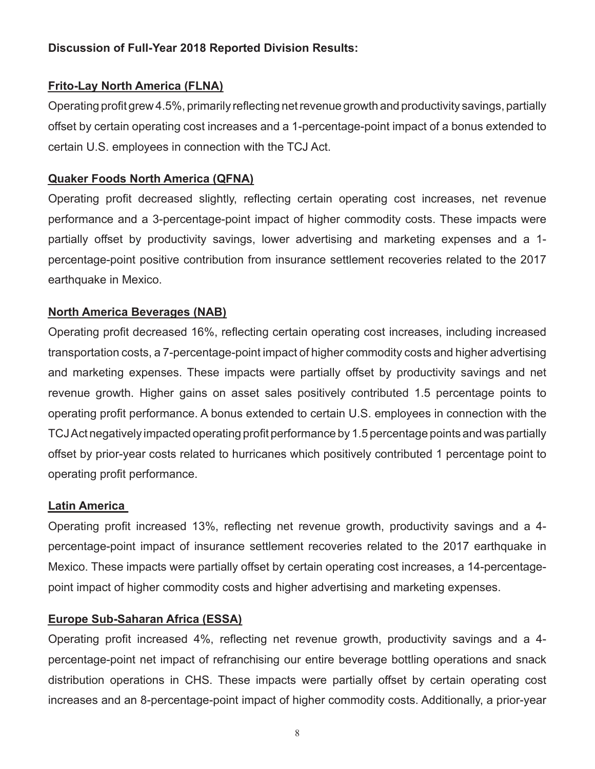**Discussion of Full-Year 2018 Reported Division Results:**

**Frito-Lay North America (FLNA)**

Operating profit grew 4.5%, primarily reflecting net revenue growth and productivity savings, partially offset by certain operating cost increases and a 1-percentage-point impact of a bonus extended to certain U.S. employees in connection with the TCJ Act.

**Quaker Foods North America (QFNA)**

Operating profit decreased slightly, reflecting certain operating cost increases, net revenue performance and a 3-percentage-point impact of higher commodity costs. These impacts were partially offset by productivity savings, lower advertising and marketing expenses and a 1-percentage-point positive contribution from insurance settlement recoveries related to the 2017 earthquake in Mexico.

**North America Beverages (NAB)**

Operating profit decreased 16%, reflecting certain operating cost increases, including increased transportation costs, a 7-percentage-point impact of higher commodity costs and higher advertising and marketing expenses. These impacts were partially offset by productivity savings and net revenue growth. Higher gains on asset sales positively contributed 1.5 percentage points to operating profit performance. A bonus extended to certain U.S. employees in connection with the TCJ Act negatively impacted operating profit performance by 1.5 percentage points and was partially offset by prior-year costs related to hurricanes which positively contributed 1 percentage point to operating profit performance.

**Latin America**

Operating profit increased 13%, reflecting net revenue growth, productivity savings and a 4-percentage-point impact of insurance settlement recoveries related to the 2017 earthquake in Mexico. These impacts were partially offset by certain operating cost increases, a 14-percentage-point impact of higher commodity costs and higher advertising and marketing expenses.

**Europe Sub-Saharan Africa (ESSA)**

Operating profit increased 4%, reflecting net revenue growth, productivity savings and a 4-percentage-point net impact of refranchising our entire beverage bottling operations and snack distribution operations in CHS. These impacts were partially offset by certain operating cost increases and an 8-percentage-point impact of higher commodity costs. Additionally, a prior-year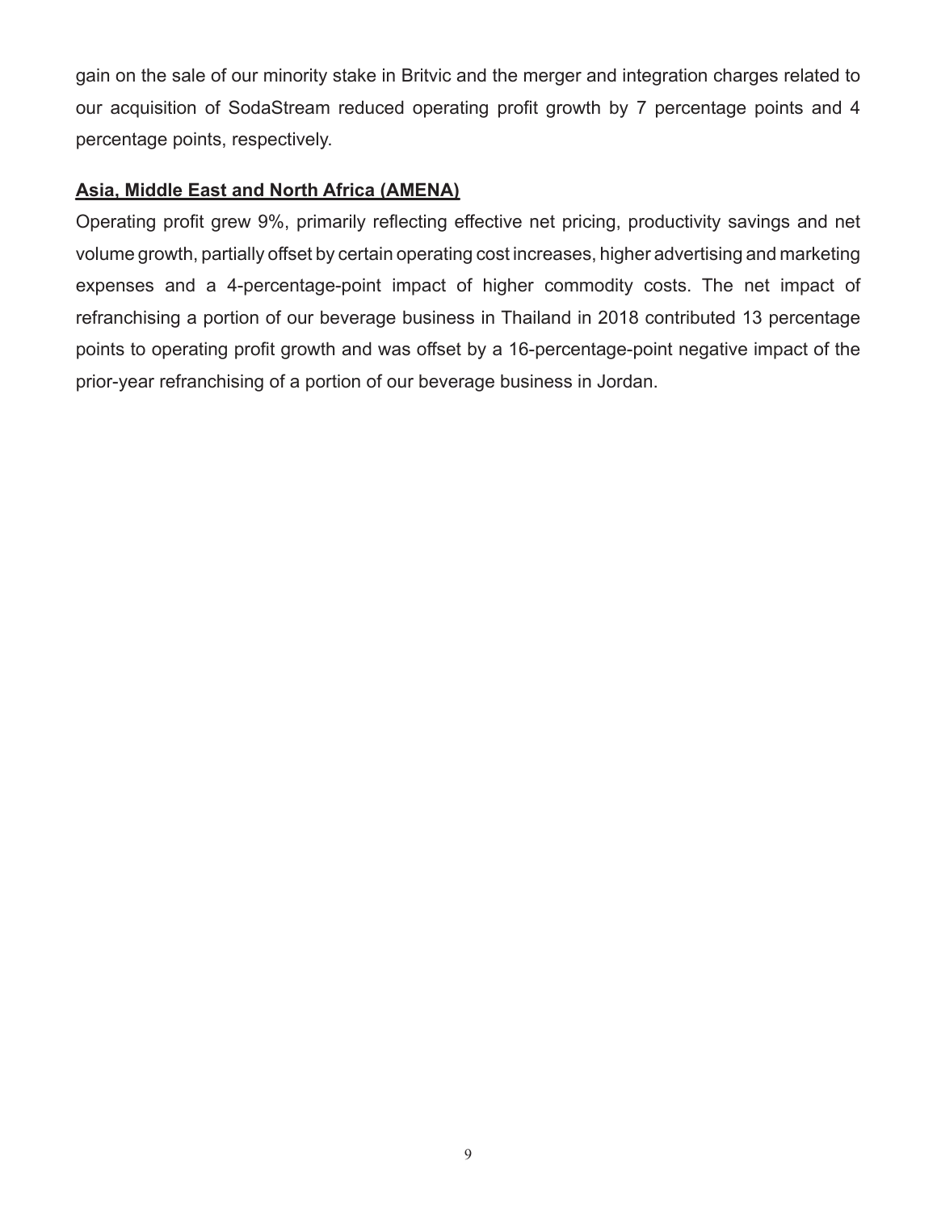gain on the sale of our minority stake in Britvic and the merger and integration charges related to our acquisition of SodaStream reduced operating profit growth by 7 percentage points and 4 percentage points, respectively.

**Asia, Middle East and North Africa (AMENA)**

Operating profit grew 9%, primarily reflecting effective net pricing, productivity savings and net volume growth, partially offset by certain operating cost increases, higher advertising and marketing expenses and a 4-percentage-point impact of higher commodity costs. The net impact of refranchising a portion of our beverage business in Thailand in 2018 contributed 13 percentage points to operating profit growth and was offset by a 16-percentage-point negative impact of the prior-year refranchising of a portion of our beverage business in Jordan.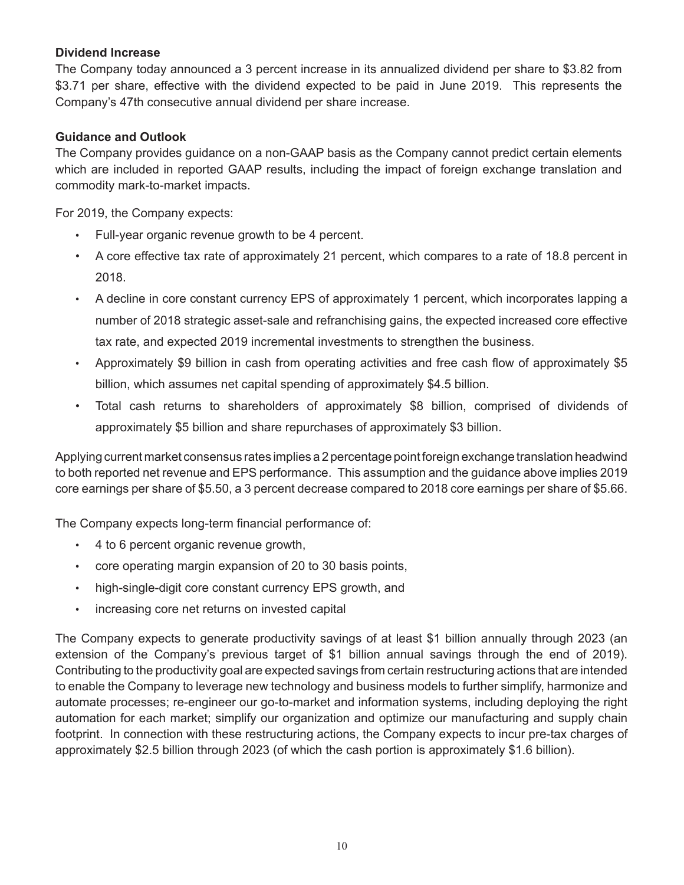**Dividend Increase**

The Company today announced a 3 percent increase in its annualized dividend per share to $3.82 from $3.71 per share, effective with the dividend expected to be paid in June 2019. This represents the Company's 47th consecutive annual dividend per share increase.

**Guidance and Outlook**

The Company provides guidance on a non-GAAP basis as the Company cannot predict certain elements which are included in reported GAAP results, including the impact of foreign exchange translation and commodity mark-to-market impacts.

For 2019, the Company expects:

- Full-year organic revenue growth to be 4 percent.
- A core effective tax rate of approximately 21 percent, which compares to a rate of 18.8 percent in 2018.
- A decline in core constant currency EPS of approximately 1 percent, which incorporates lapping a number of 2018 strategic asset-sale and refranchising gains, the expected increased core effective tax rate, and expected 2019 incremental investments to strengthen the business.
- Approximately $9 billion in cash from operating activities and free cash flow of approximately $5 billion, which assumes net capital spending of approximately $4.5 billion.
- Total cash returns to shareholders of approximately $8 billion, comprised of dividends of approximately $5 billion and share repurchases of approximately $3 billion.

Applying current market consensus rates implies a 2 percentage point foreign exchange translation headwind to both reported net revenue and EPS performance. This assumption and the guidance above implies 2019 core earnings per share of $5.50, a 3 percent decrease compared to 2018 core earnings per share of $5.66.

The Company expects long-term financial performance of:

- 4 to 6 percent organic revenue growth,
- core operating margin expansion of 20 to 30 basis points,
- high-single-digit core constant currency EPS growth, and
- increasing core net returns on invested capital

The Company expects to generate productivity savings of at least $1 billion annually through 2023 (an extension of the Company's previous target of $1 billion annual savings through the end of 2019). Contributing to the productivity goal are expected savings from certain restructuring actions that are intended to enable the Company to leverage new technology and business models to further simplify, harmonize and automate processes; re-engineer our go-to-market and information systems, including deploying the right automation for each market; simplify our organization and optimize our manufacturing and supply chain footprint. In connection with these restructuring actions, the Company expects to incur pre-tax charges of approximately $2.5 billion through 2023 (of which the cash portion is approximately $1.6 billion).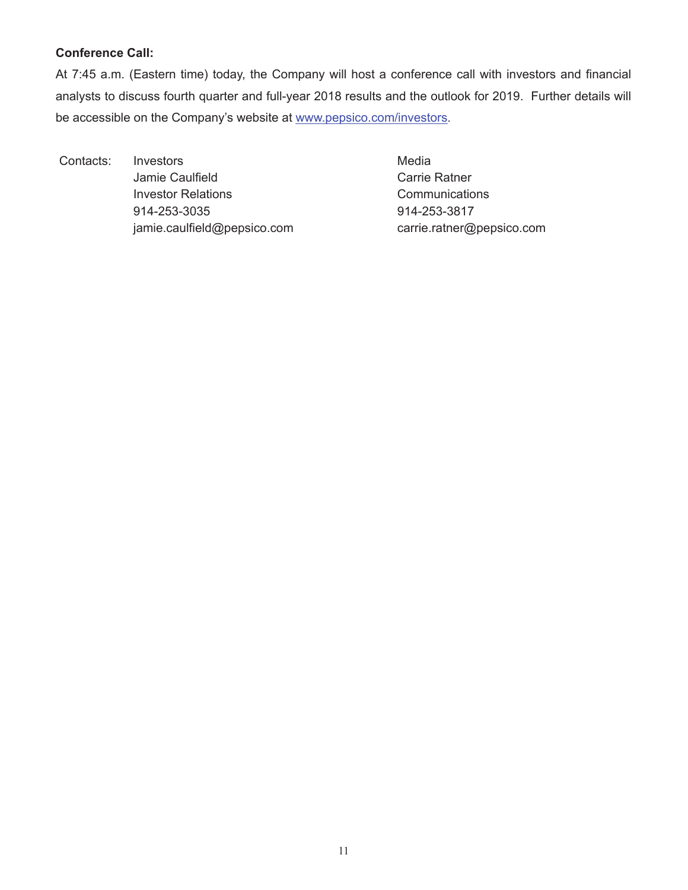**Conference Call:**

At 7:45 a.m. (Eastern time) today, the Company will host a conference call with investors and financial analysts to discuss fourth quarter and full-year 2018 results and the outlook for 2019. Further details will be accessible on the Company's website at www.pepsico.com/investors.

| Contacts: | Investors | Media |
| --- | --- | --- |
| | Jamie Caulfield | Carrie Ratner |
| | Investor Relations | Communications |
| | 914-253-3035 | 914-253-3817 |
| | jamie.caulfield@pepsico.com | carrie.ratner@pepsico.com |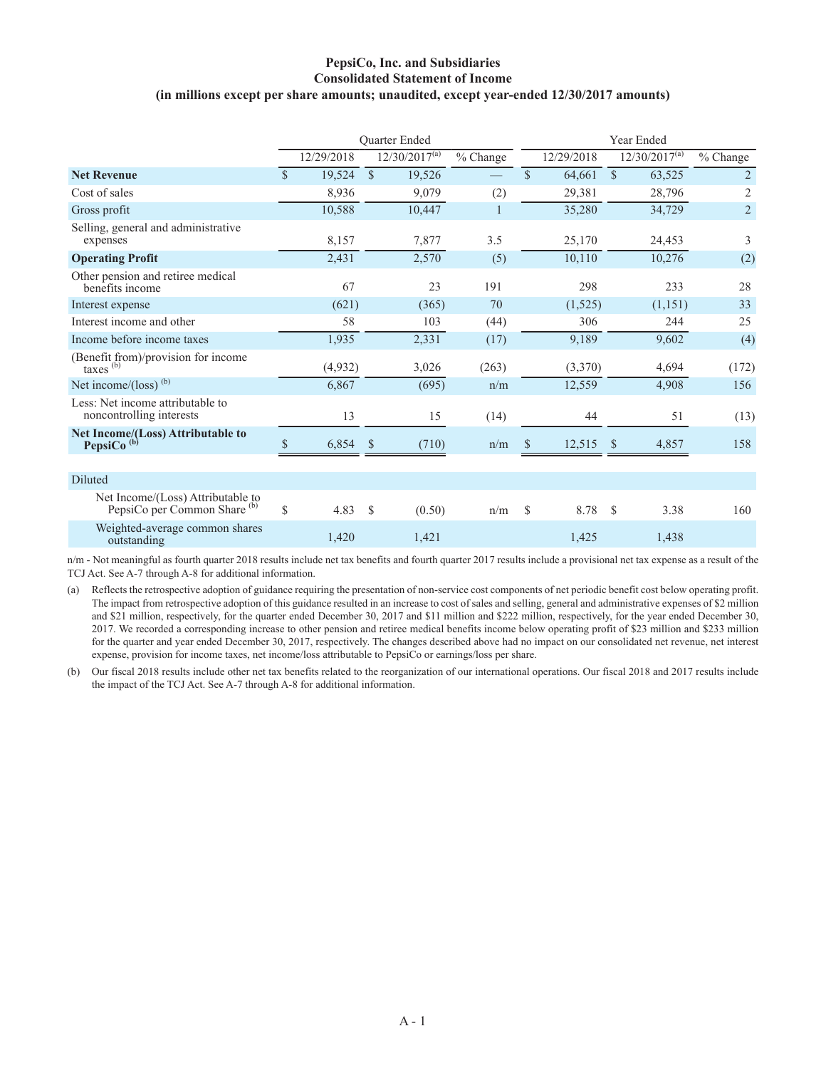**PepsiCo, Inc. and Subsidiaries**
**Consolidated Statement of Income**
**(in millions except per share amounts; unaudited, except year-ended 12/30/2017 amounts)**

| | Quarter Ended | | | Year Ended | | |
|---|---|---|---|---|---|---|
| | 12/29/2018 | 12/30/2017[(a)] | % Change | 12/29/2018 | 12/30/2017[(a)] | % Change |
| **Net Revenue** | $ 19,524 | $ 19,526 | — | $ 64,661 | $ 63,525 | 2 |
| Cost of sales | 8,936 | 9,079 | (2) | 29,381 | 28,796 | 2 |
| Gross profit | 10,588 | 10,447 | 1 | 35,280 | 34,729 | 2 |
| Selling, general and administrative expenses | 8,157 | 7,877 | 3.5 | 25,170 | 24,453 | 3 |
| **Operating Profit** | 2,431 | 2,570 | (5) | 10,110 | 10,276 | (2) |
| Other pension and retiree medical benefits income | 67 | 23 | 191 | 298 | 233 | 28 |
| Interest expense | (621) | (365) | 70 | (1,525) | (1,151) | 33 |
| Interest income and other | 58 | 103 | (44) | 306 | 244 | 25 |
| Income before income taxes | 1,935 | 2,331 | (17) | 9,189 | 9,602 | (4) |
| (Benefit from)/provision for income taxes [(b)] | (4,932) | 3,026 | (263) | (3,370) | 4,694 | (172) |
| Net income/(loss) [(b)] | 6,867 | (695) | n/m | 12,559 | 4,908 | 156 |
| Less: Net income attributable to noncontrolling interests | 13 | 15 | (14) | 44 | 51 | (13) |
| **Net Income/(Loss) Attributable to PepsiCo [(b)]** | $ 6,854 | $ (710) | n/m | $ 12,515 | $ 4,857 | 158 |
| | | | | | | |
| Diluted | | | | | | |
| Net Income/(Loss) Attributable to PepsiCo per Common Share [(b)] | $ 4.83 | $ (0.50) | n/m | $ 8.78 | $ 3.38 | 160 |
| Weighted-average common shares outstanding | 1,420 | 1,421 | | 1,425 | 1,438 | |

n/m - Not meaningful as fourth quarter 2018 results include net tax benefits and fourth quarter 2017 results include a provisional net tax expense as a result of the TCJ Act. See A-7 through A-8 for additional information.

(a) Reflects the retrospective adoption of guidance requiring the presentation of non-service cost components of net periodic benefit cost below operating profit. The impact from retrospective adoption of this guidance resulted in an increase to cost of sales and selling, general and administrative expenses of $2 million and $21 million, respectively, for the quarter ended December 30, 2017 and $11 million and $222 million, respectively, for the year ended December 30, 2017. We recorded a corresponding increase to other pension and retiree medical benefits income below operating profit of $23 million and $233 million for the quarter and year ended December 30, 2017, respectively. The changes described above had no impact on our consolidated net revenue, net interest expense, provision for income taxes, net income/loss attributable to PepsiCo or earnings/loss per share.

(b) Our fiscal 2018 results include other net tax benefits related to the reorganization of our international operations. Our fiscal 2018 and 2017 results include the impact of the TCJ Act. See A-7 through A-8 for additional information.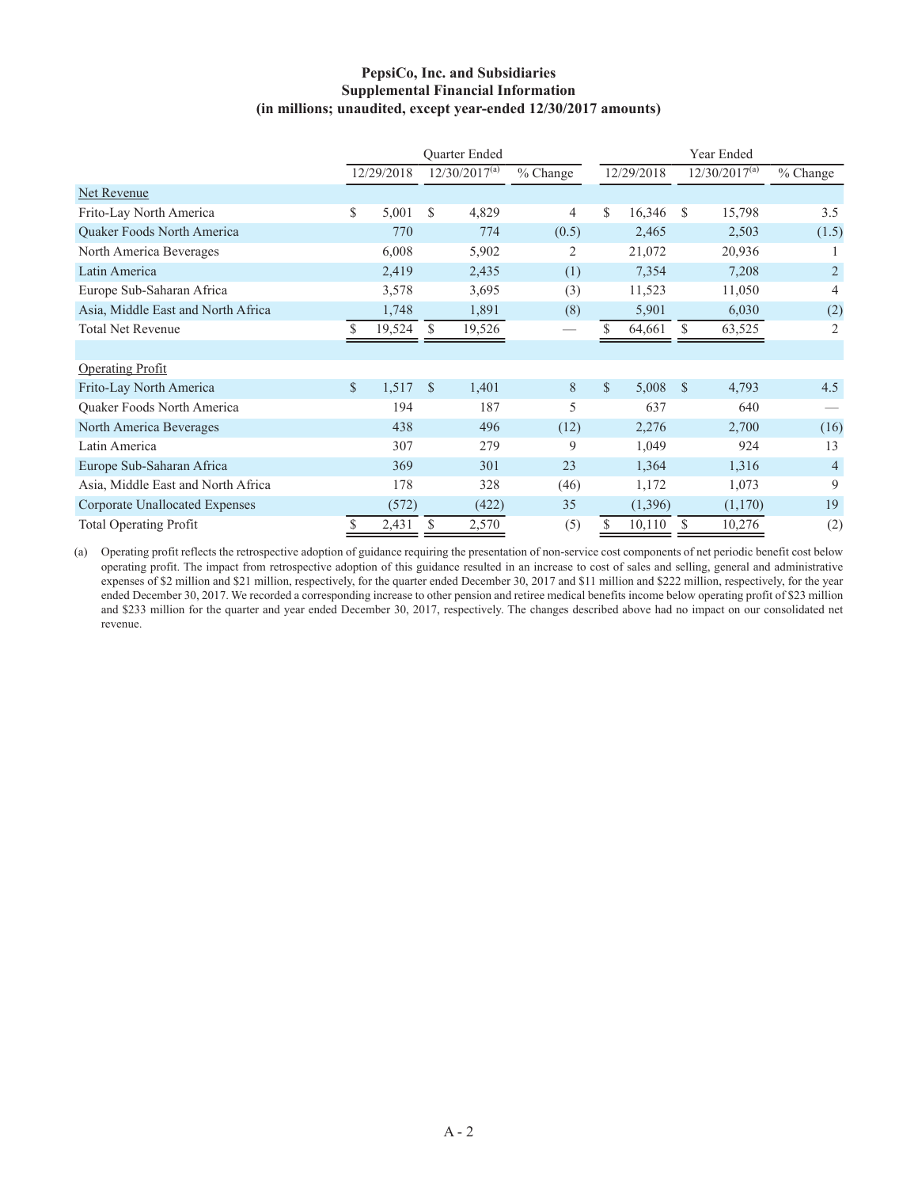**PepsiCo, Inc. and Subsidiaries**
**Supplemental Financial Information**
**(in millions; unaudited, except year-ended 12/30/2017 amounts)**

| | Quarter Ended | | | Year Ended | | |
|---|---|---|---|---|---|---|
| | 12/29/2018 | 12/30/2017[(a)] | % Change | 12/29/2018 | 12/30/2017[(a)] | % Change |
| Net Revenue | | | | | | |
| Frito-Lay North America | $ 5,001 | $ 4,829 | 4 | $ 16,346 | $ 15,798 | 3.5 |
| Quaker Foods North America | 770 | 774 | (0.5) | 2,465 | 2,503 | (1.5) |
| North America Beverages | 6,008 | 5,902 | 2 | 21,072 | 20,936 | 1 |
| Latin America | 2,419 | 2,435 | (1) | 7,354 | 7,208 | 2 |
| Europe Sub-Saharan Africa | 3,578 | 3,695 | (3) | 11,523 | 11,050 | 4 |
| Asia, Middle East and North Africa | 1,748 | 1,891 | (8) | 5,901 | 6,030 | (2) |
| Total Net Revenue | $ 19,524 | $ 19,526 | — | $ 64,661 | $ 63,525 | 2 |
| | | | | | | |
| Operating Profit | | | | | | |
| Frito-Lay North America | $ 1,517 | $ 1,401 | 8 | $ 5,008 | $ 4,793 | 4.5 |
| Quaker Foods North America | 194 | 187 | 5 | 637 | 640 | — |
| North America Beverages | 438 | 496 | (12) | 2,276 | 2,700 | (16) |
| Latin America | 307 | 279 | 9 | 1,049 | 924 | 13 |
| Europe Sub-Saharan Africa | 369 | 301 | 23 | 1,364 | 1,316 | 4 |
| Asia, Middle East and North Africa | 178 | 328 | (46) | 1,172 | 1,073 | 9 |
| Corporate Unallocated Expenses | (572) | (422) | 35 | (1,396) | (1,170) | 19 |
| Total Operating Profit | $ 2,431 | $ 2,570 | (5) | $ 10,110 | $ 10,276 | (2) |

(a) Operating profit reflects the retrospective adoption of guidance requiring the presentation of non-service cost components of net periodic benefit cost below operating profit. The impact from retrospective adoption of this guidance resulted in an increase to cost of sales and selling, general and administrative expenses of $2 million and $21 million, respectively, for the quarter ended December 30, 2017 and $11 million and $222 million, respectively, for the year ended December 30, 2017. We recorded a corresponding increase to other pension and retiree medical benefits income below operating profit of $23 million and $233 million for the quarter and year ended December 30, 2017, respectively. The changes described above had no impact on our consolidated net revenue.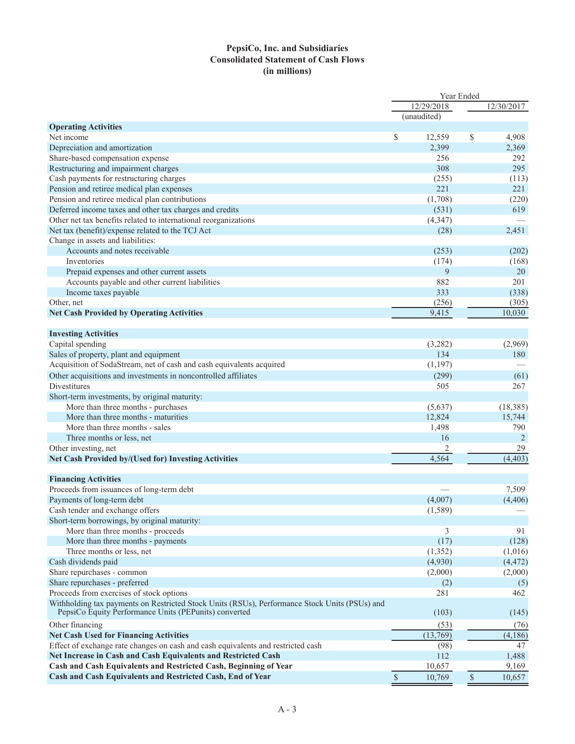# PepsiCo, Inc. and Subsidiaries
## Consolidated Statement of Cash Flows
## (in millions)

| | Year Ended | |
|---|---|---|
| | 12/29/2018 (unaudited) | 12/30/2017 |
| **Operating Activities** | | |
| Net income | $ 12,559 | $ 4,908 |
| Depreciation and amortization | 2,399 | 2,369 |
| Share-based compensation expense | 256 | 292 |
| Restructuring and impairment charges | 308 | 295 |
| Cash payments for restructuring charges | (255) | (113) |
| Pension and retiree medical plan expenses | 221 | 221 |
| Pension and retiree medical plan contributions | (1,708) | (220) |
| Deferred income taxes and other tax charges and credits | (531) | 619 |
| Other net tax benefits related to international reorganizations | (4,347) | — |
| Net tax (benefit)/expense related to the TCJ Act | (28) | 2,451 |
| Change in assets and liabilities: | | |
| Accounts and notes receivable | (253) | (202) |
| Inventories | (174) | (168) |
| Prepaid expenses and other current assets | 9 | 20 |
| Accounts payable and other current liabilities | 882 | 201 |
| Income taxes payable | 333 | (338) |
| Other, net | (256) | (305) |
| **Net Cash Provided by Operating Activities** | 9,415 | 10,030 |
| **Investing Activities** | | |
| Capital spending | (3,282) | (2,969) |
| Sales of property, plant and equipment | 134 | 180 |
| Acquisition of SodaStream, net of cash and cash equivalents acquired | (1,197) | — |
| Other acquisitions and investments in noncontrolled affiliates | (299) | (61) |
| Divestitures | 505 | 267 |
| Short-term investments, by original maturity: | | |
| More than three months - purchases | (5,637) | (18,385) |
| More than three months - maturities | 12,824 | 15,744 |
| More than three months - sales | 1,498 | 790 |
| Three months or less, net | 16 | 2 |
| Other investing, net | 2 | 29 |
| **Net Cash Provided by/(Used for) Investing Activities** | 4,564 | (4,403) |
| **Financing Activities** | | |
| Proceeds from issuances of long-term debt | — | 7,509 |
| Payments of long-term debt | (4,007) | (4,406) |
| Cash tender and exchange offers | (1,589) | — |
| Short-term borrowings, by original maturity: | | |
| More than three months - proceeds | 3 | 91 |
| More than three months - payments | (17) | (128) |
| Three months or less, net | (1,352) | (1,016) |
| Cash dividends paid | (4,930) | (4,472) |
| Share repurchases - common | (2,000) | (2,000) |
| Share repurchases - preferred | (2) | (5) |
| Proceeds from exercises of stock options | 281 | 462 |
| Withholding tax payments on Restricted Stock Units (RSUs), Performance Stock Units (PSUs) and PepsiCo Equity Performance Units (PEPunits) converted | (103) | (145) |
| Other financing | (53) | (76) |
| **Net Cash Used for Financing Activities** | (13,769) | (4,186) |
| Effect of exchange rate changes on cash and cash equivalents and restricted cash | (98) | 47 |
| **Net Increase in Cash and Cash Equivalents and Restricted Cash** | 112 | 1,488 |
| **Cash and Cash Equivalents and Restricted Cash, Beginning of Year** | 10,657 | 9,169 |
| **Cash and Cash Equivalents and Restricted Cash, End of Year** | $ 10,769 | $ 10,657 |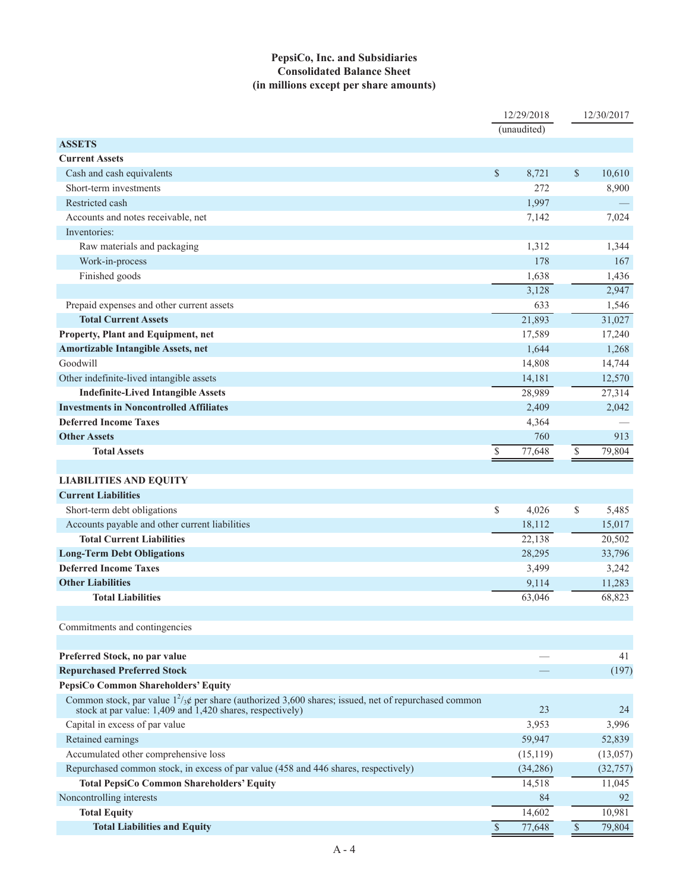# PepsiCo, Inc. and Subsidiaries
## Consolidated Balance Sheet
### (in millions except per share amounts)

| | 12/29/2018 (unaudited) | 12/30/2017 |
|---|---|---|
| **ASSETS** | | |
| **Current Assets** | | |
| Cash and cash equivalents | $ 8,721 | $ 10,610 |
| Short-term investments | 272 | 8,900 |
| Restricted cash | 1,997 | — |
| Accounts and notes receivable, net | 7,142 | 7,024 |
| Inventories: | | |
| Raw materials and packaging | 1,312 | 1,344 |
| Work-in-process | 178 | 167 |
| Finished goods | 1,638 | 1,436 |
| | 3,128 | 2,947 |
| Prepaid expenses and other current assets | 633 | 1,546 |
| **Total Current Assets** | 21,893 | 31,027 |
| **Property, Plant and Equipment, net** | 17,589 | 17,240 |
| **Amortizable Intangible Assets, net** | 1,644 | 1,268 |
| Goodwill | 14,808 | 14,744 |
| Other indefinite-lived intangible assets | 14,181 | 12,570 |
| **Indefinite-Lived Intangible Assets** | 28,989 | 27,314 |
| **Investments in Noncontrolled Affiliates** | 2,409 | 2,042 |
| **Deferred Income Taxes** | 4,364 | — |
| **Other Assets** | 760 | 913 |
| **Total Assets** | $ 77,648 | $ 79,804 |
| | | |
| **LIABILITIES AND EQUITY** | | |
| **Current Liabilities** | | |
| Short-term debt obligations | $ 4,026 | $ 5,485 |
| Accounts payable and other current liabilities | 18,112 | 15,017 |
| **Total Current Liabilities** | 22,138 | 20,502 |
| **Long-Term Debt Obligations** | 28,295 | 33,796 |
| **Deferred Income Taxes** | 3,499 | 3,242 |
| **Other Liabilities** | 9,114 | 11,283 |
| **Total Liabilities** | 63,046 | 68,823 |
| | | |
| Commitments and contingencies | | |
| | | |
| **Preferred Stock, no par value** | — | 41 |
| **Repurchased Preferred Stock** | — | (197) |
| **PepsiCo Common Shareholders' Equity** | | |
| Common stock, par value $1^2/_3$¢ per share (authorized 3,600 shares; issued, net of repurchased common stock at par value: 1,409 and 1,420 shares, respectively) | 23 | 24 |
| Capital in excess of par value | 3,953 | 3,996 |
| Retained earnings | 59,947 | 52,839 |
| Accumulated other comprehensive loss | (15,119) | (13,057) |
| Repurchased common stock, in excess of par value (458 and 446 shares, respectively) | (34,286) | (32,757) |
| **Total PepsiCo Common Shareholders' Equity** | 14,518 | 11,045 |
| Noncontrolling interests | 84 | 92 |
| **Total Equity** | 14,602 | 10,981 |
| **Total Liabilities and Equity** | $ 77,648 | $ 79,804 |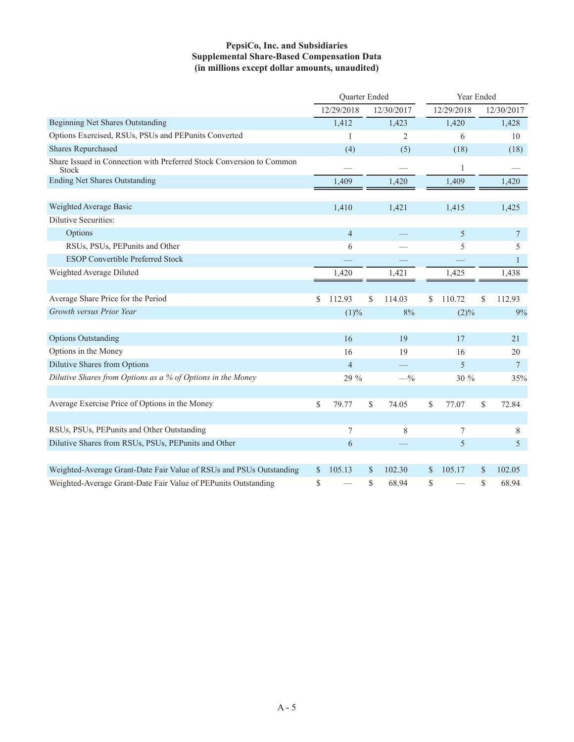# PepsiCo, Inc. and Subsidiaries
## Supplemental Share-Based Compensation Data
### (in millions except dollar amounts, unaudited)

| | Quarter Ended | | Year Ended | |
|---|---|---|---|---|
| | 12/29/2018 | 12/30/2017 | 12/29/2018 | 12/30/2017 |
| Beginning Net Shares Outstanding | 1,412 | 1,423 | 1,420 | 1,428 |
| Options Exercised, RSUs, PSUs and PEPunits Converted | 1 | 2 | 6 | 10 |
| Shares Repurchased | (4) | (5) | (18) | (18) |
| Share Issued in Connection with Preferred Stock Conversion to Common Stock | — | — | 1 | — |
| Ending Net Shares Outstanding | 1,409 | 1,420 | 1,409 | 1,420 |
| | | | | |
| Weighted Average Basic | 1,410 | 1,421 | 1,415 | 1,425 |
| Dilutive Securities: | | | | |
| Options | 4 | — | 5 | 7 |
| RSUs, PSUs, PEPunits and Other | 6 | — | 5 | 5 |
| ESOP Convertible Preferred Stock | — | — | — | 1 |
| Weighted Average Diluted | 1,420 | 1,421 | 1,425 | 1,438 |
| | | | | |
| Average Share Price for the Period | $ 112.93 | $ 114.03 | $ 110.72 | $ 112.93 |
| *Growth versus Prior Year* | (1)% | 8% | (2)% | 9% |
| | | | | |
| Options Outstanding | 16 | 19 | 17 | 21 |
| Options in the Money | 16 | 19 | 16 | 20 |
| Dilutive Shares from Options | 4 | — | 5 | 7 |
| *Dilutive Shares from Options as a % of Options in the Money* | 29 % | —% | 30 % | 35% |
| | | | | |
| Average Exercise Price of Options in the Money | $ 79.77 | $ 74.05 | $ 77.07 | $ 72.84 |
| | | | | |
| RSUs, PSUs, PEPunits and Other Outstanding | 7 | 8 | 7 | 8 |
| Dilutive Shares from RSUs, PSUs, PEPunits and Other | 6 | — | 5 | 5 |
| | | | | |
| Weighted-Average Grant-Date Fair Value of RSUs and PSUs Outstanding | $ 105.13 | $ 102.30 | $ 105.17 | $ 102.05 |
| Weighted-Average Grant-Date Fair Value of PEPunits Outstanding | $ — | $ 68.94 | $ — | $ 68.94 |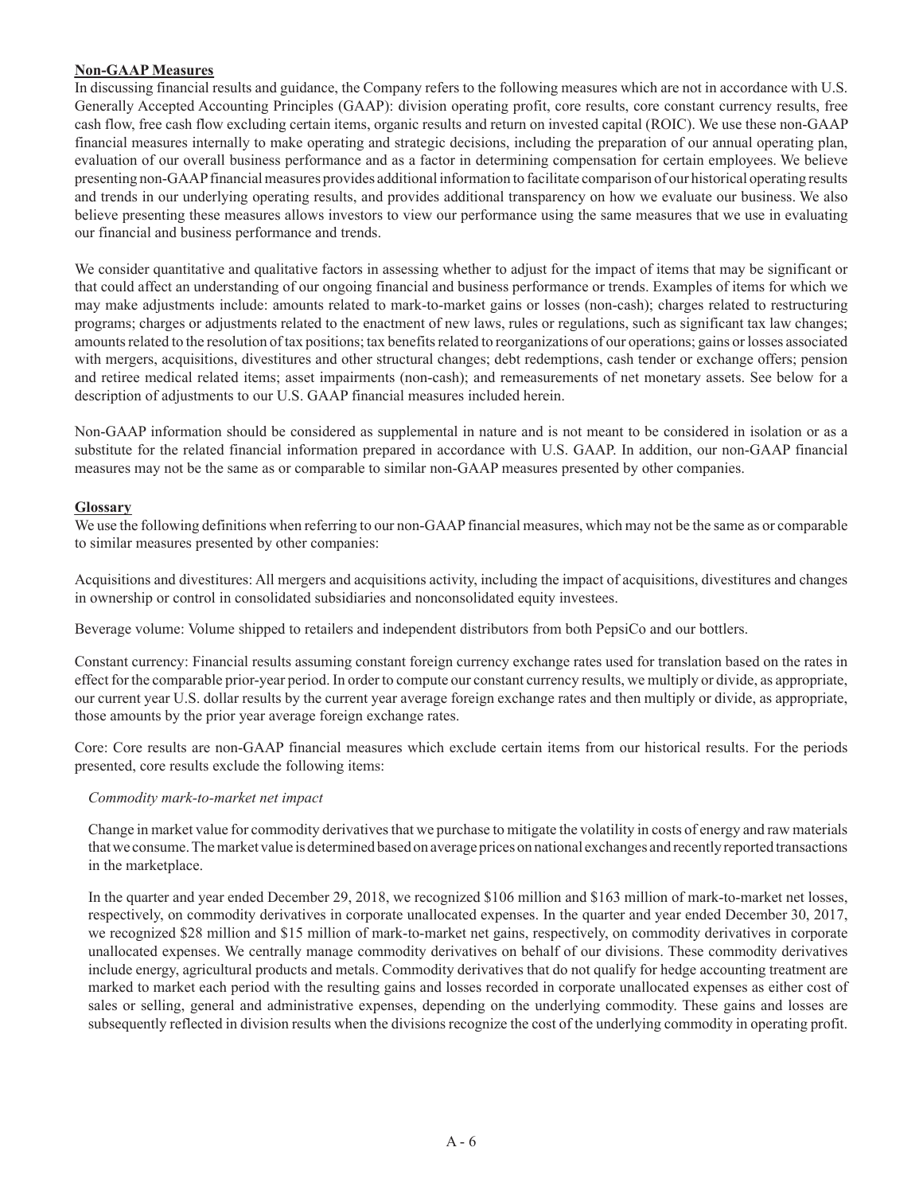**Non-GAAP Measures**

In discussing financial results and guidance, the Company refers to the following measures which are not in accordance with U.S. Generally Accepted Accounting Principles (GAAP): division operating profit, core results, core constant currency results, free cash flow, free cash flow excluding certain items, organic results and return on invested capital (ROIC). We use these non-GAAP financial measures internally to make operating and strategic decisions, including the preparation of our annual operating plan, evaluation of our overall business performance and as a factor in determining compensation for certain employees. We believe presenting non-GAAP financial measures provides additional information to facilitate comparison of our historical operating results and trends in our underlying operating results, and provides additional transparency on how we evaluate our business. We also believe presenting these measures allows investors to view our performance using the same measures that we use in evaluating our financial and business performance and trends.

We consider quantitative and qualitative factors in assessing whether to adjust for the impact of items that may be significant or that could affect an understanding of our ongoing financial and business performance or trends. Examples of items for which we may make adjustments include: amounts related to mark-to-market gains or losses (non-cash); charges related to restructuring programs; charges or adjustments related to the enactment of new laws, rules or regulations, such as significant tax law changes; amounts related to the resolution of tax positions; tax benefits related to reorganizations of our operations; gains or losses associated with mergers, acquisitions, divestitures and other structural changes; debt redemptions, cash tender or exchange offers; pension and retiree medical related items; asset impairments (non-cash); and remeasurements of net monetary assets. See below for a description of adjustments to our U.S. GAAP financial measures included herein.

Non-GAAP information should be considered as supplemental in nature and is not meant to be considered in isolation or as a substitute for the related financial information prepared in accordance with U.S. GAAP. In addition, our non-GAAP financial measures may not be the same as or comparable to similar non-GAAP measures presented by other companies.

**Glossary**

We use the following definitions when referring to our non-GAAP financial measures, which may not be the same as or comparable to similar measures presented by other companies:

Acquisitions and divestitures: All mergers and acquisitions activity, including the impact of acquisitions, divestitures and changes in ownership or control in consolidated subsidiaries and nonconsolidated equity investees.

Beverage volume: Volume shipped to retailers and independent distributors from both PepsiCo and our bottlers.

Constant currency: Financial results assuming constant foreign currency exchange rates used for translation based on the rates in effect for the comparable prior-year period. In order to compute our constant currency results, we multiply or divide, as appropriate, our current year U.S. dollar results by the current year average foreign exchange rates and then multiply or divide, as appropriate, those amounts by the prior year average foreign exchange rates.

Core: Core results are non-GAAP financial measures which exclude certain items from our historical results. For the periods presented, core results exclude the following items:

*Commodity mark-to-market net impact*

Change in market value for commodity derivatives that we purchase to mitigate the volatility in costs of energy and raw materials that we consume. The market value is determined based on average prices on national exchanges and recently reported transactions in the marketplace.

In the quarter and year ended December 29, 2018, we recognized \$106 million and \$163 million of mark-to-market net losses, respectively, on commodity derivatives in corporate unallocated expenses. In the quarter and year ended December 30, 2017, we recognized \$28 million and \$15 million of mark-to-market net gains, respectively, on commodity derivatives in corporate unallocated expenses. We centrally manage commodity derivatives on behalf of our divisions. These commodity derivatives include energy, agricultural products and metals. Commodity derivatives that do not qualify for hedge accounting treatment are marked to market each period with the resulting gains and losses recorded in corporate unallocated expenses as either cost of sales or selling, general and administrative expenses, depending on the underlying commodity. These gains and losses are subsequently reflected in division results when the divisions recognize the cost of the underlying commodity in operating profit.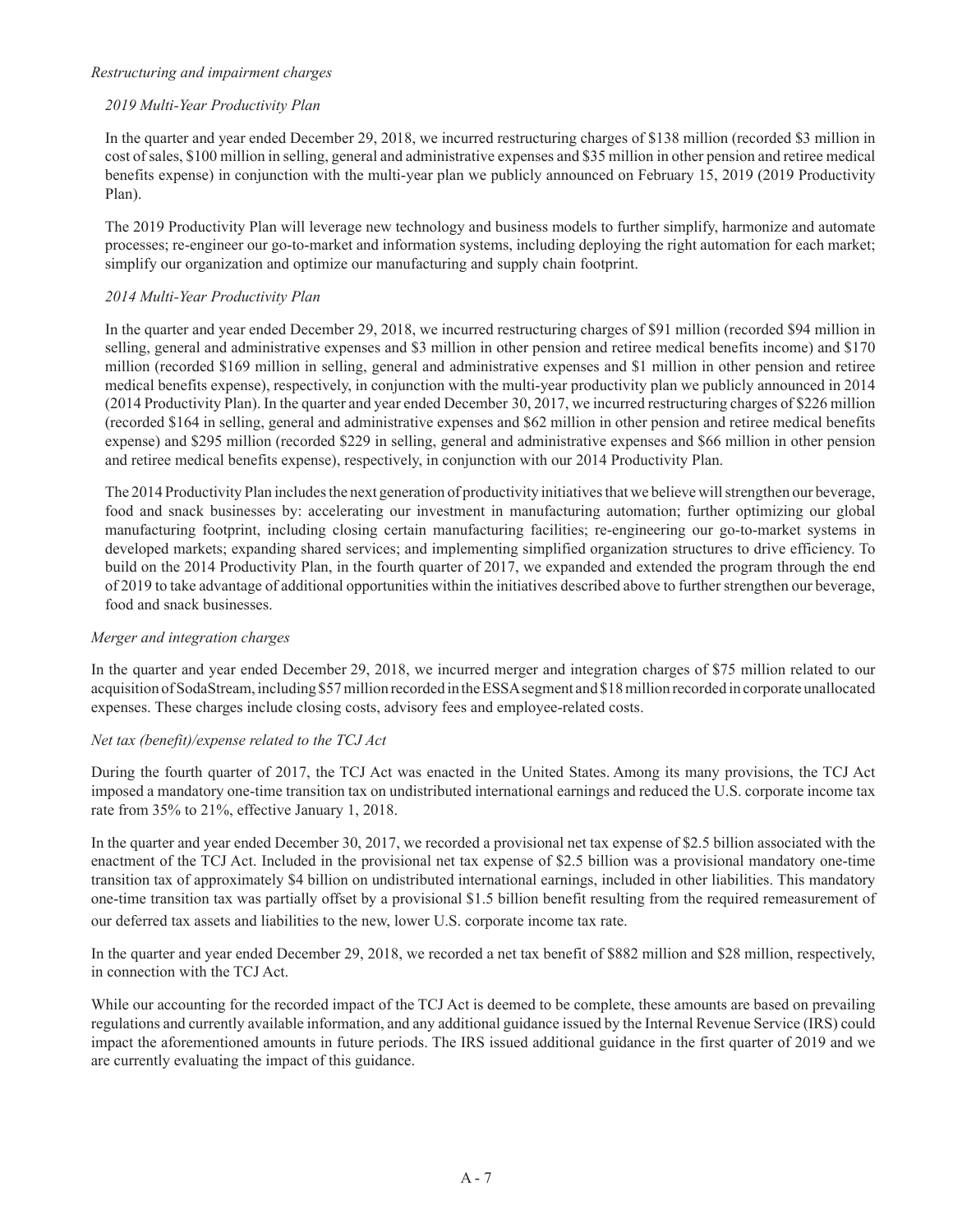*Restructuring and impairment charges*

*2019 Multi-Year Productivity Plan*

In the quarter and year ended December 29, 2018, we incurred restructuring charges of $138 million (recorded $3 million in cost of sales, $100 million in selling, general and administrative expenses and $35 million in other pension and retiree medical benefits expense) in conjunction with the multi-year plan we publicly announced on February 15, 2019 (2019 Productivity Plan).

The 2019 Productivity Plan will leverage new technology and business models to further simplify, harmonize and automate processes; re-engineer our go-to-market and information systems, including deploying the right automation for each market; simplify our organization and optimize our manufacturing and supply chain footprint.

*2014 Multi-Year Productivity Plan*

In the quarter and year ended December 29, 2018, we incurred restructuring charges of $91 million (recorded $94 million in selling, general and administrative expenses and $3 million in other pension and retiree medical benefits income) and $170 million (recorded $169 million in selling, general and administrative expenses and $1 million in other pension and retiree medical benefits expense), respectively, in conjunction with the multi-year productivity plan we publicly announced in 2014 (2014 Productivity Plan). In the quarter and year ended December 30, 2017, we incurred restructuring charges of $226 million (recorded $164 in selling, general and administrative expenses and $62 million in other pension and retiree medical benefits expense) and $295 million (recorded $229 in selling, general and administrative expenses and $66 million in other pension and retiree medical benefits expense), respectively, in conjunction with our 2014 Productivity Plan.

The 2014 Productivity Plan includes the next generation of productivity initiatives that we believe will strengthen our beverage, food and snack businesses by: accelerating our investment in manufacturing automation; further optimizing our global manufacturing footprint, including closing certain manufacturing facilities; re-engineering our go-to-market systems in developed markets; expanding shared services; and implementing simplified organization structures to drive efficiency. To build on the 2014 Productivity Plan, in the fourth quarter of 2017, we expanded and extended the program through the end of 2019 to take advantage of additional opportunities within the initiatives described above to further strengthen our beverage, food and snack businesses.

*Merger and integration charges*

In the quarter and year ended December 29, 2018, we incurred merger and integration charges of $75 million related to our acquisition of SodaStream, including $57 million recorded in the ESSA segment and $18 million recorded in corporate unallocated expenses. These charges include closing costs, advisory fees and employee-related costs.

*Net tax (benefit)/expense related to the TCJ Act*

During the fourth quarter of 2017, the TCJ Act was enacted in the United States. Among its many provisions, the TCJ Act imposed a mandatory one-time transition tax on undistributed international earnings and reduced the U.S. corporate income tax rate from 35% to 21%, effective January 1, 2018.

In the quarter and year ended December 30, 2017, we recorded a provisional net tax expense of $2.5 billion associated with the enactment of the TCJ Act. Included in the provisional net tax expense of $2.5 billion was a provisional mandatory one-time transition tax of approximately $4 billion on undistributed international earnings, included in other liabilities. This mandatory one-time transition tax was partially offset by a provisional $1.5 billion benefit resulting from the required remeasurement of our deferred tax assets and liabilities to the new, lower U.S. corporate income tax rate.

In the quarter and year ended December 29, 2018, we recorded a net tax benefit of $882 million and $28 million, respectively, in connection with the TCJ Act.

While our accounting for the recorded impact of the TCJ Act is deemed to be complete, these amounts are based on prevailing regulations and currently available information, and any additional guidance issued by the Internal Revenue Service (IRS) could impact the aforementioned amounts in future periods. The IRS issued additional guidance in the first quarter of 2019 and we are currently evaluating the impact of this guidance.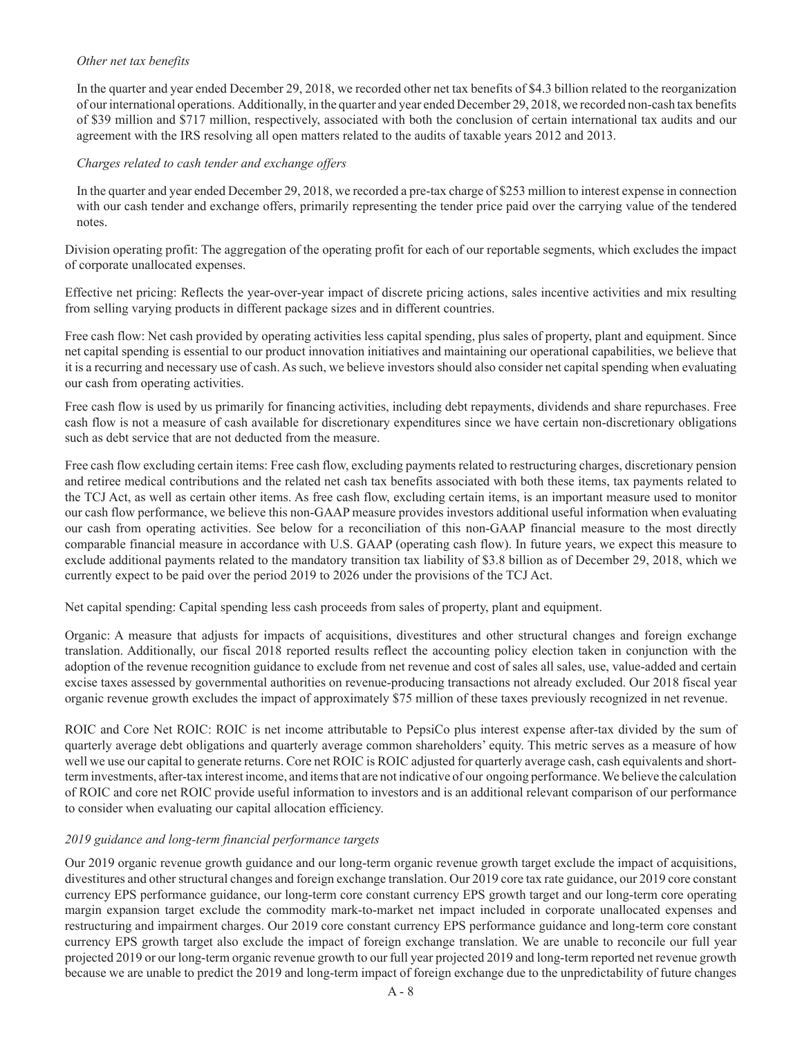*Other net tax benefits*

In the quarter and year ended December 29, 2018, we recorded other net tax benefits of $4.3 billion related to the reorganization of our international operations. Additionally, in the quarter and year ended December 29, 2018, we recorded non-cash tax benefits of $39 million and $717 million, respectively, associated with both the conclusion of certain international tax audits and our agreement with the IRS resolving all open matters related to the audits of taxable years 2012 and 2013.

*Charges related to cash tender and exchange offers*

In the quarter and year ended December 29, 2018, we recorded a pre-tax charge of $253 million to interest expense in connection with our cash tender and exchange offers, primarily representing the tender price paid over the carrying value of the tendered notes.

Division operating profit: The aggregation of the operating profit for each of our reportable segments, which excludes the impact of corporate unallocated expenses.

Effective net pricing: Reflects the year-over-year impact of discrete pricing actions, sales incentive activities and mix resulting from selling varying products in different package sizes and in different countries.

Free cash flow: Net cash provided by operating activities less capital spending, plus sales of property, plant and equipment. Since net capital spending is essential to our product innovation initiatives and maintaining our operational capabilities, we believe that it is a recurring and necessary use of cash. As such, we believe investors should also consider net capital spending when evaluating our cash from operating activities.

Free cash flow is used by us primarily for financing activities, including debt repayments, dividends and share repurchases. Free cash flow is not a measure of cash available for discretionary expenditures since we have certain non-discretionary obligations such as debt service that are not deducted from the measure.

Free cash flow excluding certain items: Free cash flow, excluding payments related to restructuring charges, discretionary pension and retiree medical contributions and the related net cash tax benefits associated with both these items, tax payments related to the TCJ Act, as well as certain other items. As free cash flow, excluding certain items, is an important measure used to monitor our cash flow performance, we believe this non-GAAP measure provides investors additional useful information when evaluating our cash from operating activities. See below for a reconciliation of this non-GAAP financial measure to the most directly comparable financial measure in accordance with U.S. GAAP (operating cash flow). In future years, we expect this measure to exclude additional payments related to the mandatory transition tax liability of $3.8 billion as of December 29, 2018, which we currently expect to be paid over the period 2019 to 2026 under the provisions of the TCJ Act.

Net capital spending: Capital spending less cash proceeds from sales of property, plant and equipment.

Organic: A measure that adjusts for impacts of acquisitions, divestitures and other structural changes and foreign exchange translation. Additionally, our fiscal 2018 reported results reflect the accounting policy election taken in conjunction with the adoption of the revenue recognition guidance to exclude from net revenue and cost of sales all sales, use, value-added and certain excise taxes assessed by governmental authorities on revenue-producing transactions not already excluded. Our 2018 fiscal year organic revenue growth excludes the impact of approximately $75 million of these taxes previously recognized in net revenue.

ROIC and Core Net ROIC: ROIC is net income attributable to PepsiCo plus interest expense after-tax divided by the sum of quarterly average debt obligations and quarterly average common shareholders' equity. This metric serves as a measure of how well we use our capital to generate returns. Core net ROIC is ROIC adjusted for quarterly average cash, cash equivalents and short-term investments, after-tax interest income, and items that are not indicative of our ongoing performance. We believe the calculation of ROIC and core net ROIC provide useful information to investors and is an additional relevant comparison of our performance to consider when evaluating our capital allocation efficiency.

*2019 guidance and long-term financial performance targets*

Our 2019 organic revenue growth guidance and our long-term organic revenue growth target exclude the impact of acquisitions, divestitures and other structural changes and foreign exchange translation. Our 2019 core tax rate guidance, our 2019 core constant currency EPS performance guidance, our long-term core constant currency EPS growth target and our long-term core operating margin expansion target exclude the commodity mark-to-market net impact included in corporate unallocated expenses and restructuring and impairment charges. Our 2019 core constant currency EPS performance guidance and long-term core constant currency EPS growth target also exclude the impact of foreign exchange translation. We are unable to reconcile our full year projected 2019 or our long-term organic revenue growth to our full year projected 2019 and long-term reported net revenue growth because we are unable to predict the 2019 and long-term impact of foreign exchange due to the unpredictability of future changes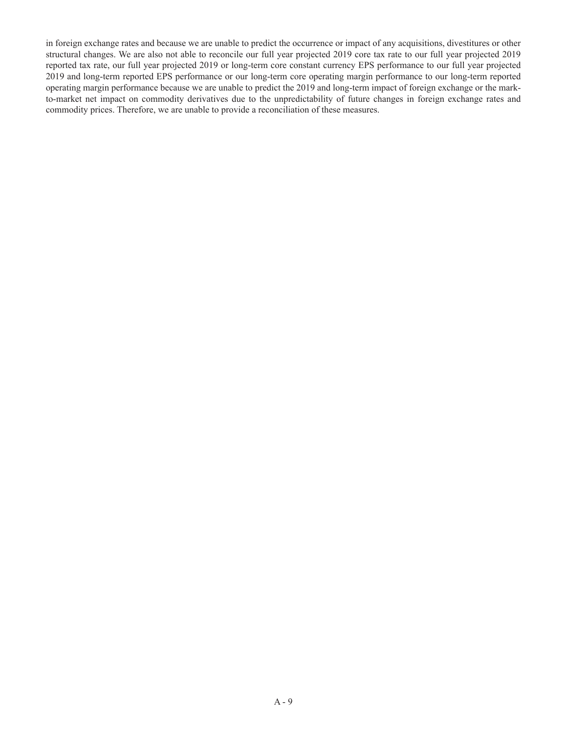in foreign exchange rates and because we are unable to predict the occurrence or impact of any acquisitions, divestitures or other structural changes. We are also not able to reconcile our full year projected 2019 core tax rate to our full year projected 2019 reported tax rate, our full year projected 2019 or long-term core constant currency EPS performance to our full year projected 2019 and long-term reported EPS performance or our long-term core operating margin performance to our long-term reported operating margin performance because we are unable to predict the 2019 and long-term impact of foreign exchange or the mark-to-market net impact on commodity derivatives due to the unpredictability of future changes in foreign exchange rates and commodity prices. Therefore, we are unable to provide a reconciliation of these measures.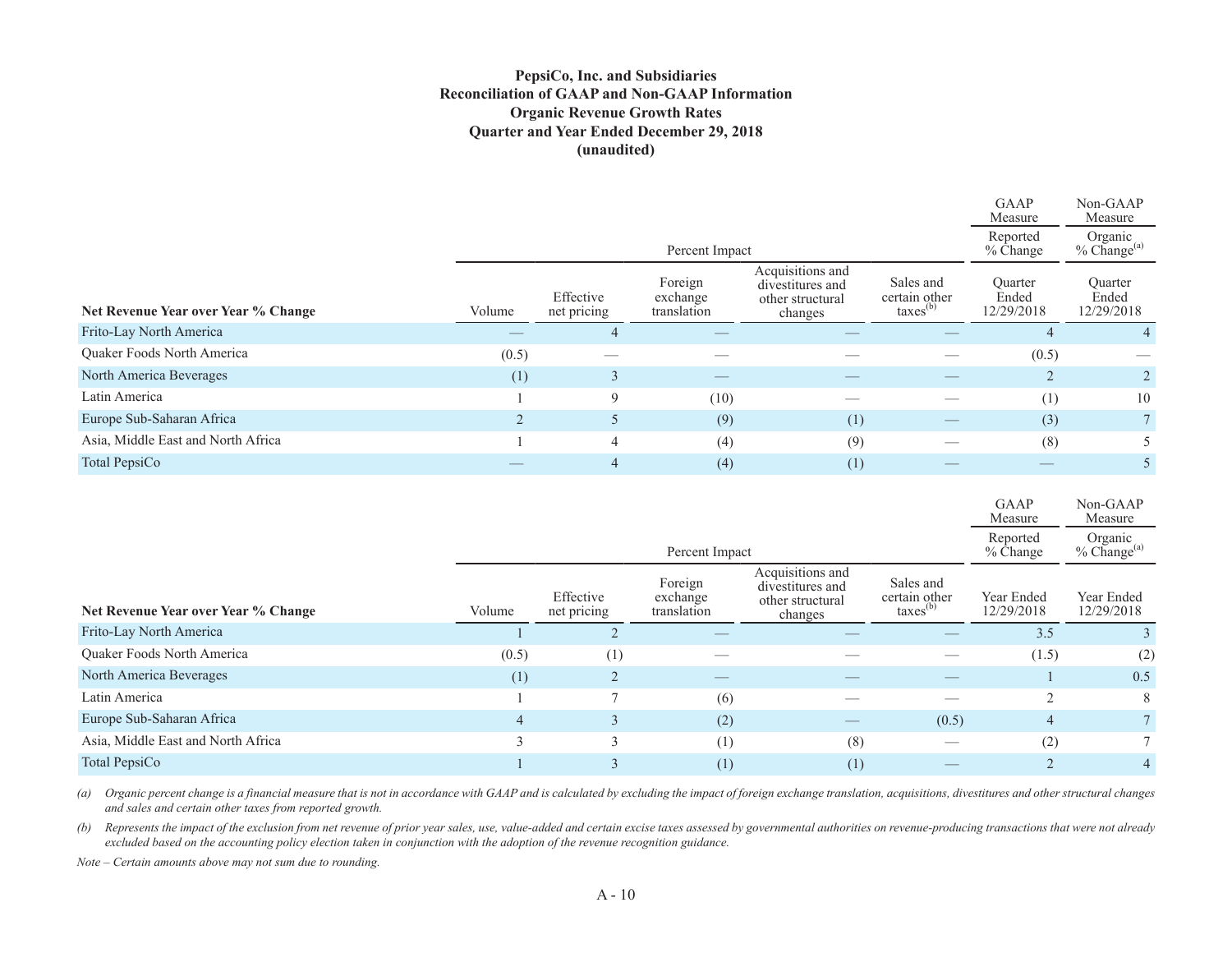**PepsiCo, Inc. and Subsidiaries**
**Reconciliation of GAAP and Non-GAAP Information**
**Organic Revenue Growth Rates**
**Quarter and Year Ended December 29, 2018**
**(unaudited)**

| | Percent Impact | | | | | GAAP Measure | Non-GAAP Measure |
|---|---|---|---|---|---|---|---|
| | | | | | | Reported % Change | Organic % Change[(a)] |
| **Net Revenue Year over Year % Change** | Volume | Effective net pricing | Foreign exchange translation | Acquisitions and divestitures and other structural changes | Sales and certain other taxes[(b)] | Quarter Ended 12/29/2018 | Quarter Ended 12/29/2018 |
| Frito-Lay North America | — | 4 | — | — | — | 4 | 4 |
| Quaker Foods North America | (0.5) | — | — | — | — | (0.5) | — |
| North America Beverages | (1) | 3 | — | — | — | 2 | 2 |
| Latin America | 1 | 9 | (10) | — | — | (1) | 10 |
| Europe Sub-Saharan Africa | 2 | 5 | (9) | (1) | — | (3) | 7 |
| Asia, Middle East and North Africa | 1 | 4 | (4) | (9) | — | (8) | 5 |
| Total PepsiCo | — | 4 | (4) | (1) | — | — | 5 |

| | Percent Impact | | | | | GAAP Measure | Non-GAAP Measure |
|---|---|---|---|---|---|---|---|
| | | | | | | Reported % Change | Organic % Change[(a)] |
| **Net Revenue Year over Year % Change** | Volume | Effective net pricing | Foreign exchange translation | Acquisitions and divestitures and other structural changes | Sales and certain other taxes[(b)] | Year Ended 12/29/2018 | Year Ended 12/29/2018 |
| Frito-Lay North America | 1 | 2 | — | — | — | 3.5 | 3 |
| Quaker Foods North America | (0.5) | (1) | — | — | — | (1.5) | (2) |
| North America Beverages | (1) | 2 | — | — | — | 1 | 0.5 |
| Latin America | 1 | 7 | (6) | — | — | 2 | 8 |
| Europe Sub-Saharan Africa | 4 | 3 | (2) | — | (0.5) | 4 | 7 |
| Asia, Middle East and North Africa | 3 | 3 | (1) | (8) | — | (2) | 7 |
| Total PepsiCo | 1 | 3 | (1) | (1) | — | 2 | 4 |

*(a) Organic percent change is a financial measure that is not in accordance with GAAP and is calculated by excluding the impact of foreign exchange translation, acquisitions, divestitures and other structural changes and sales and certain other taxes from reported growth.*

*(b) Represents the impact of the exclusion from net revenue of prior year sales, use, value-added and certain excise taxes assessed by governmental authorities on revenue-producing transactions that were not already excluded based on the accounting policy election taken in conjunction with the adoption of the revenue recognition guidance.*

*Note – Certain amounts above may not sum due to rounding.*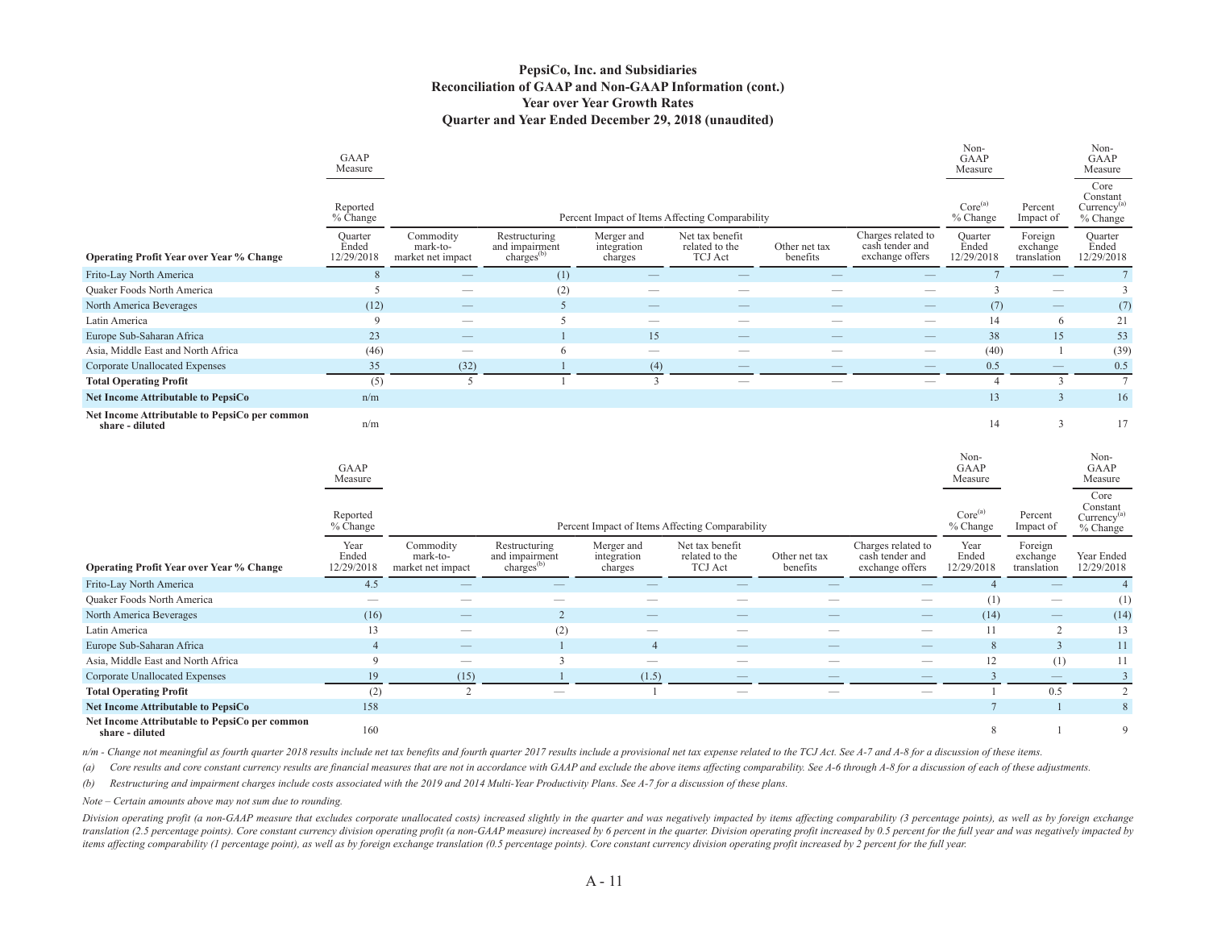# PepsiCo, Inc. and Subsidiaries
## Reconciliation of GAAP and Non-GAAP Information (cont.)
## Year over Year Growth Rates
## Quarter and Year Ended December 29, 2018 (unaudited)

| | GAAP Measure | | | | | | | Non-GAAP Measure | | Non-GAAP Measure |
|---|---|---|---|---|---|---|---|---|---|---|
| | Reported % Change | Percent Impact of Items Affecting Comparability | | | | | | Core[(a)] % Change | Percent Impact of | Core Constant Currency[(a)] % Change |
| **Operating Profit Year over Year % Change** | Quarter Ended 12/29/2018 | Commodity mark-to-market net impact | Restructuring and impairment charges[(b)] | Merger and integration charges | Net tax benefit related to the TCJ Act | Other net tax benefits | Charges related to cash tender and exchange offers | Quarter Ended 12/29/2018 | Foreign exchange translation | Quarter Ended 12/29/2018 |
| Frito-Lay North America | 8 | — | (1) | — | — | — | — | 7 | — | 7 |
| Quaker Foods North America | 5 | — | (2) | — | — | — | — | 3 | — | 3 |
| North America Beverages | (12) | — | 5 | — | — | — | — | (7) | — | (7) |
| Latin America | 9 | — | 5 | — | — | — | — | 14 | 6 | 21 |
| Europe Sub-Saharan Africa | 23 | — | 1 | 15 | — | — | — | 38 | 15 | 53 |
| Asia, Middle East and North Africa | (46) | — | 6 | — | — | — | — | (40) | 1 | (39) |
| Corporate Unallocated Expenses | 35 | (32) | 1 | (4) | — | — | — | 0.5 | — | 0.5 |
| **Total Operating Profit** | (5) | 5 | 1 | 3 | — | — | — | 4 | 3 | 7 |
| **Net Income Attributable to PepsiCo** | n/m | | | | | | | 13 | 3 | 16 |
| **Net Income Attributable to PepsiCo per common share - diluted** | n/m | | | | | | | 14 | 3 | 17 |

| | GAAP Measure | | | | | | | Non-GAAP Measure | | Non-GAAP Measure |
|---|---|---|---|---|---|---|---|---|---|---|
| | Reported % Change | Percent Impact of Items Affecting Comparability | | | | | | Core[(a)] % Change | Percent Impact of | Core Constant Currency[(a)] % Change |
| **Operating Profit Year over Year % Change** | Year Ended 12/29/2018 | Commodity mark-to-market net impact | Restructuring and impairment charges[(b)] | Merger and integration charges | Net tax benefit related to the TCJ Act | Other net tax benefits | Charges related to cash tender and exchange offers | Year Ended 12/29/2018 | Foreign exchange translation | Year Ended 12/29/2018 |
| Frito-Lay North America | 4.5 | — | — | — | — | — | — | 4 | — | 4 |
| Quaker Foods North America | — | — | — | — | — | — | — | (1) | — | (1) |
| North America Beverages | (16) | — | 2 | — | — | — | — | (14) | — | (14) |
| Latin America | 13 | — | (2) | — | — | — | — | 11 | 2 | 13 |
| Europe Sub-Saharan Africa | 4 | — | 1 | 4 | — | — | — | 8 | 3 | 11 |
| Asia, Middle East and North Africa | 9 | — | 3 | — | — | — | — | 12 | (1) | 11 |
| Corporate Unallocated Expenses | 19 | (15) | 1 | (1.5) | — | — | — | 3 | — | 3 |
| **Total Operating Profit** | (2) | 2 | — | 1 | — | — | — | 1 | 0.5 | 2 |
| **Net Income Attributable to PepsiCo** | 158 | | | | | | | 7 | 1 | 8 |
| **Net Income Attributable to PepsiCo per common share - diluted** | 160 | | | | | | | 8 | 1 | 9 |

*n/m - Change not meaningful as fourth quarter 2018 results include net tax benefits and fourth quarter 2017 results include a provisional net tax expense related to the TCJ Act. See A-7 and A-8 for a discussion of these items.*

*(a) Core results and core constant currency results are financial measures that are not in accordance with GAAP and exclude the above items affecting comparability. See A-6 through A-8 for a discussion of each of these adjustments.*

*(b) Restructuring and impairment charges include costs associated with the 2019 and 2014 Multi-Year Productivity Plans. See A-7 for a discussion of these plans.*

*Note – Certain amounts above may not sum due to rounding.*

*Division operating profit (a non-GAAP measure that excludes corporate unallocated costs) increased slightly in the quarter and was negatively impacted by items affecting comparability (3 percentage points), as well as by foreign exchange translation (2.5 percentage points). Core constant currency division operating profit (a non-GAAP measure) increased by 6 percent in the quarter. Division operating profit increased by 0.5 percent for the full year and was negatively impacted by items affecting comparability (1 percentage point), as well as by foreign exchange translation (0.5 percentage points). Core constant currency division operating profit increased by 2 percent for the full year.*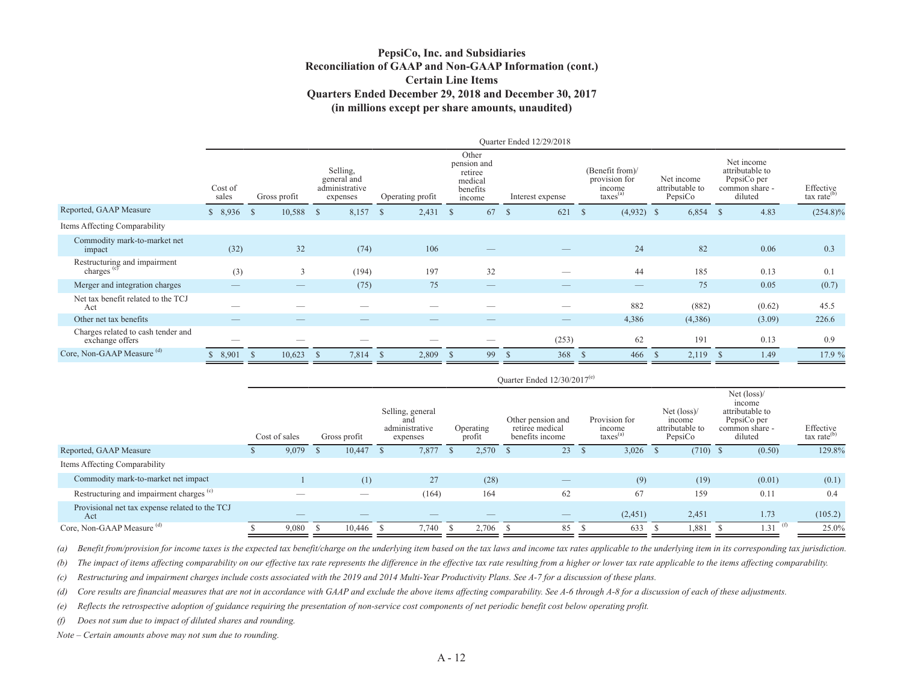# PepsiCo, Inc. and Subsidiaries
## Reconciliation of GAAP and Non-GAAP Information (cont.)
## Certain Line Items
## Quarters Ended December 29, 2018 and December 30, 2017
## (in millions except per share amounts, unaudited)

| | Quarter Ended 12/29/2018 | | | | | | | | | |
|---|---|---|---|---|---|---|---|---|---|---|
| | Cost of sales | Gross profit | Selling, general and administrative expenses | Operating profit | Other pension and retiree medical benefits income | Interest expense | (Benefit from)/ provision for income taxes[(a)] | Net income attributable to PepsiCo | Net income attributable to PepsiCo per common share - diluted | Effective tax rate[(b)] |
| Reported, GAAP Measure | $ 8,936 | $ 10,588 | $ 8,157 | $ 2,431 | $ 67 | $ 621 | $ (4,932) | $ 6,854 | $ 4.83 | (254.8)% |
| Items Affecting Comparability | | | | | | | | | | |
| Commodity mark-to-market net impact | (32) | 32 | (74) | 106 | — | — | 24 | 82 | 0.06 | 0.3 |
| Restructuring and impairment charges [(c)] | (3) | 3 | (194) | 197 | 32 | — | 44 | 185 | 0.13 | 0.1 |
| Merger and integration charges | — | — | (75) | 75 | — | — | — | 75 | 0.05 | (0.7) |
| Net tax benefit related to the TCJ Act | — | — | — | — | — | — | 882 | (882) | (0.62) | 45.5 |
| Other net tax benefits | — | — | — | — | — | — | 4,386 | (4,386) | (3.09) | 226.6 |
| Charges related to cash tender and exchange offers | — | — | — | — | — | (253) | 62 | 191 | 0.13 | 0.9 |
| Core, Non-GAAP Measure [(d)] | $ 8,901 | $ 10,623 | $ 7,814 | $ 2,809 | $ 99 | $ 368 | $ 466 | $ 2,119 | $ 1.49 | 17.9 % |

| | Quarter Ended 12/30/2017[(e)] | | | | | | | | |
|---|---|---|---|---|---|---|---|---|---|
| | Cost of sales | Gross profit | Selling, general and administrative expenses | Operating profit | Other pension and retiree medical benefits income | Provision for income taxes[(a)] | Net (loss)/ income attributable to PepsiCo | Net (loss)/ income attributable to PepsiCo per common share - diluted | Effective tax rate[(b)] |
| Reported, GAAP Measure | $ 9,079 | $ 10,447 | $ 7,877 | $ 2,570 | $ 23 | $ 3,026 | $ (710) | $ (0.50) | 129.8% |
| Items Affecting Comparability | | | | | | | | | |
| Commodity mark-to-market net impact | 1 | (1) | 27 | (28) | — | (9) | (19) | (0.01) | (0.1) |
| Restructuring and impairment charges [(c)] | — | — | (164) | 164 | 62 | 67 | 159 | 0.11 | 0.4 |
| Provisional net tax expense related to the TCJ Act | — | — | — | — | — | (2,451) | 2,451 | 1.73 | (105.2) |
| Core, Non-GAAP Measure [(d)] | $ 9,080 | $ 10,446 | $ 7,740 | $ 2,706 | $ 85 | $ 633 | $ 1,881 | $ 1.31 [(f)] | 25.0% |

*(a) Benefit from/provision for income taxes is the expected tax benefit/charge on the underlying item based on the tax laws and income tax rates applicable to the underlying item in its corresponding tax jurisdiction.*

*(b) The impact of items affecting comparability on our effective tax rate represents the difference in the effective tax rate resulting from a higher or lower tax rate applicable to the items affecting comparability.*

*(c) Restructuring and impairment charges include costs associated with the 2019 and 2014 Multi-Year Productivity Plans. See A-7 for a discussion of these plans.*

*(d) Core results are financial measures that are not in accordance with GAAP and exclude the above items affecting comparability. See A-6 through A-8 for a discussion of each of these adjustments.*

*(e) Reflects the retrospective adoption of guidance requiring the presentation of non-service cost components of net periodic benefit cost below operating profit.*

*(f) Does not sum due to impact of diluted shares and rounding.*

*Note – Certain amounts above may not sum due to rounding.*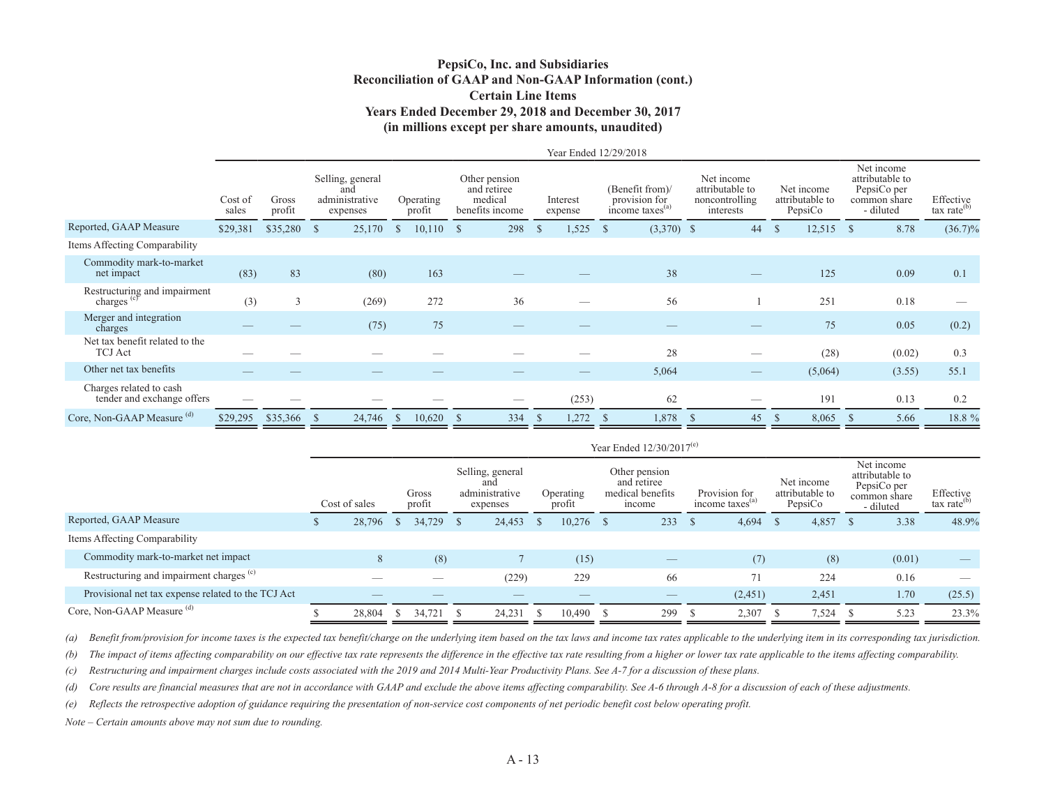# PepsiCo, Inc. and Subsidiaries
## Reconciliation of GAAP and Non-GAAP Information (cont.)
## Certain Line Items
## Years Ended December 29, 2018 and December 30, 2017
## (in millions except per share amounts, unaudited)

| | Year Ended 12/29/2018 | | | | | | | | | | |
|---|---|---|---|---|---|---|---|---|---|---|---|
| | Cost of sales | Gross profit | Selling, general and administrative expenses | Operating profit | Other pension and retiree medical benefits income | Interest expense | (Benefit from)/ provision for income taxes[(a)] | Net income attributable to noncontrolling interests | Net income attributable to PepsiCo | Net income attributable to PepsiCo per common share - diluted | Effective tax rate[(b)] |
| Reported, GAAP Measure | $29,381 | $35,280 | $ 25,170 | $ 10,110 | $ 298 | $ 1,525 | $ (3,370) | $ 44 | $ 12,515 | $ 8.78 | (36.7)% |
| Items Affecting Comparability | | | | | | | | | | | |
| Commodity mark-to-market net impact | (83) | 83 | (80) | 163 | — | — | 38 | — | 125 | 0.09 | 0.1 |
| Restructuring and impairment charges [(c)] | (3) | 3 | (269) | 272 | 36 | — | 56 | 1 | 251 | 0.18 | — |
| Merger and integration charges | — | — | (75) | 75 | — | — | — | — | 75 | 0.05 | (0.2) |
| Net tax benefit related to the TCJ Act | — | — | — | — | — | — | 28 | — | (28) | (0.02) | 0.3 |
| Other net tax benefits | — | — | — | — | — | — | 5,064 | — | (5,064) | (3.55) | 55.1 |
| Charges related to cash tender and exchange offers | — | — | — | — | — | (253) | 62 | — | 191 | 0.13 | 0.2 |
| Core, Non-GAAP Measure [(d)] | $29,295 | $35,366 | $ 24,746 | $ 10,620 | $ 334 | $ 1,272 | $ 1,878 | $ 45 | $ 8,065 | $ 5.66 | 18.8 % |

| | Year Ended 12/30/2017[(e)] | | | | | | | | |
|---|---|---|---|---|---|---|---|---|---|
| | Cost of sales | Gross profit | Selling, general and administrative expenses | Operating profit | Other pension and retiree medical benefits income | Provision for income taxes[(a)] | Net income attributable to PepsiCo | Net income attributable to PepsiCo per common share - diluted | Effective tax rate[(b)] |
| Reported, GAAP Measure | $ 28,796 | $ 34,729 | $ 24,453 | $ 10,276 | $ 233 | $ 4,694 | $ 4,857 | $ 3.38 | 48.9% |
| Items Affecting Comparability | | | | | | | | | |
| Commodity mark-to-market net impact | 8 | (8) | 7 | (15) | — | (7) | (8) | (0.01) | — |
| Restructuring and impairment charges [(c)] | — | — | (229) | 229 | 66 | 71 | 224 | 0.16 | — |
| Provisional net tax expense related to the TCJ Act | — | — | — | — | — | (2,451) | 2,451 | 1.70 | (25.5) |
| Core, Non-GAAP Measure [(d)] | $ 28,804 | $ 34,721 | $ 24,231 | $ 10,490 | $ 299 | $ 2,307 | $ 7,524 | $ 5.23 | 23.3% |

*(a) Benefit from/provision for income taxes is the expected tax benefit/charge on the underlying item based on the tax laws and income tax rates applicable to the underlying item in its corresponding tax jurisdiction.*

*(b) The impact of items affecting comparability on our effective tax rate represents the difference in the effective tax rate resulting from a higher or lower tax rate applicable to the items affecting comparability.*

*(c) Restructuring and impairment charges include costs associated with the 2019 and 2014 Multi-Year Productivity Plans. See A-7 for a discussion of these plans.*

*(d) Core results are financial measures that are not in accordance with GAAP and exclude the above items affecting comparability. See A-6 through A-8 for a discussion of each of these adjustments.*

*(e) Reflects the retrospective adoption of guidance requiring the presentation of non-service cost components of net periodic benefit cost below operating profit.*

*Note – Certain amounts above may not sum due to rounding.*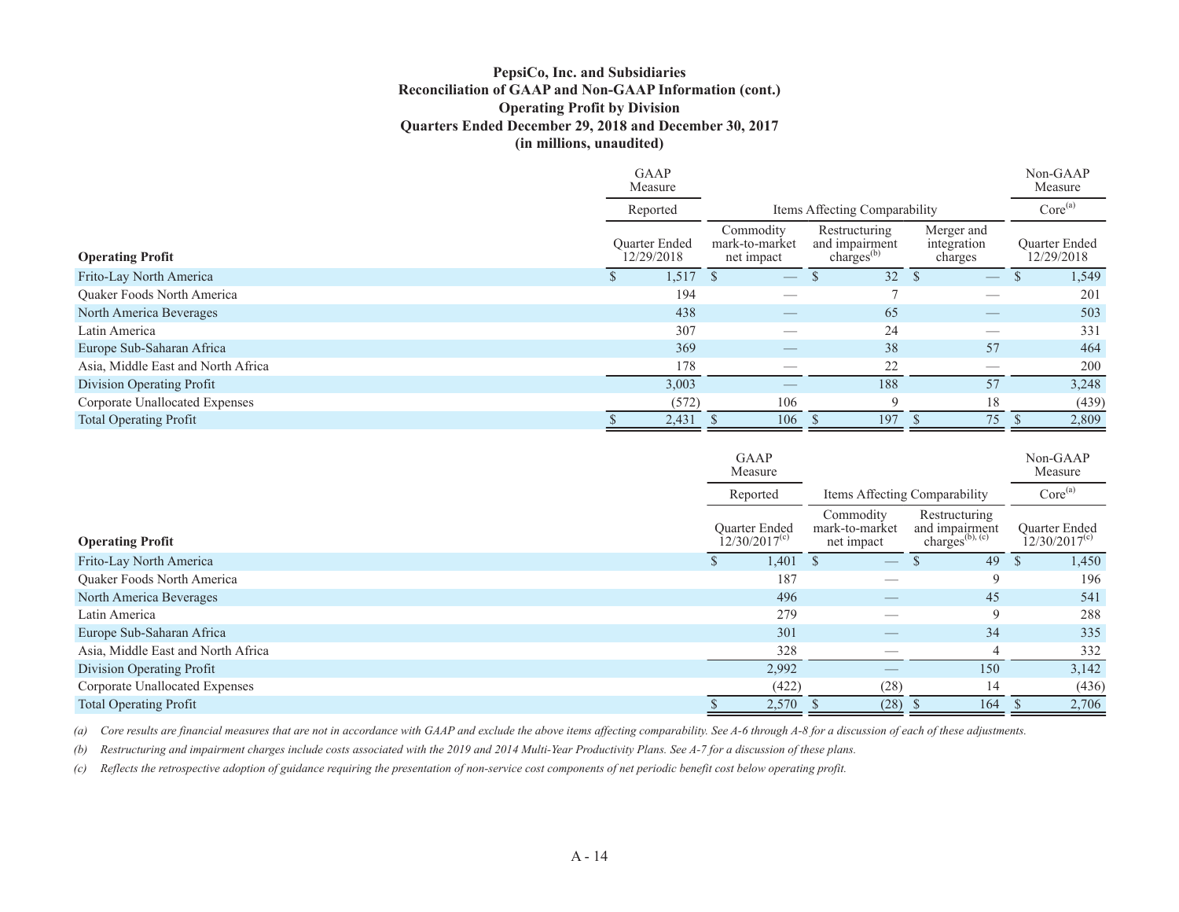**PepsiCo, Inc. and Subsidiaries**
**Reconciliation of GAAP and Non-GAAP Information (cont.)**
**Operating Profit by Division**
**Quarters Ended December 29, 2018 and December 30, 2017**
**(in millions, unaudited)**

| | GAAP Measure | | | | Non-GAAP Measure |
|---|---|---|---|---|---|
| | Reported | Items Affecting Comparability | | | Core[(a)] |
| **Operating Profit** | Quarter Ended 12/29/2018 | Commodity mark-to-market net impact | Restructuring and impairment charges[(b)] | Merger and integration charges | Quarter Ended 12/29/2018 |
| Frito-Lay North America | $ 1,517 | $ — | $ 32 | $ — | $ 1,549 |
| Quaker Foods North America | 194 | — | 7 | — | 201 |
| North America Beverages | 438 | — | 65 | — | 503 |
| Latin America | 307 | — | 24 | — | 331 |
| Europe Sub-Saharan Africa | 369 | — | 38 | 57 | 464 |
| Asia, Middle East and North Africa | 178 | — | 22 | — | 200 |
| Division Operating Profit | 3,003 | — | 188 | 57 | 3,248 |
| Corporate Unallocated Expenses | (572) | 106 | 9 | 18 | (439) |
| Total Operating Profit | $ 2,431 | $ 106 | $ 197 | $ 75 | $ 2,809 |

| | GAAP Measure | | | Non-GAAP Measure |
|---|---|---|---|---|
| | Reported | Items Affecting Comparability | | Core[(a)] |
| **Operating Profit** | Quarter Ended 12/30/2017[(c)] | Commodity mark-to-market net impact | Restructuring and impairment charges[(b), (c)] | Quarter Ended 12/30/2017[(c)] |
| Frito-Lay North America | $ 1,401 | $ — | $ 49 | $ 1,450 |
| Quaker Foods North America | 187 | — | 9 | 196 |
| North America Beverages | 496 | — | 45 | 541 |
| Latin America | 279 | — | 9 | 288 |
| Europe Sub-Saharan Africa | 301 | — | 34 | 335 |
| Asia, Middle East and North Africa | 328 | — | 4 | 332 |
| Division Operating Profit | 2,992 | — | 150 | 3,142 |
| Corporate Unallocated Expenses | (422) | (28) | 14 | (436) |
| Total Operating Profit | $ 2,570 | $ (28) | $ 164 | $ 2,706 |

*(a) Core results are financial measures that are not in accordance with GAAP and exclude the above items affecting comparability. See A-6 through A-8 for a discussion of each of these adjustments.*

*(b) Restructuring and impairment charges include costs associated with the 2019 and 2014 Multi-Year Productivity Plans. See A-7 for a discussion of these plans.*

*(c) Reflects the retrospective adoption of guidance requiring the presentation of non-service cost components of net periodic benefit cost below operating profit.*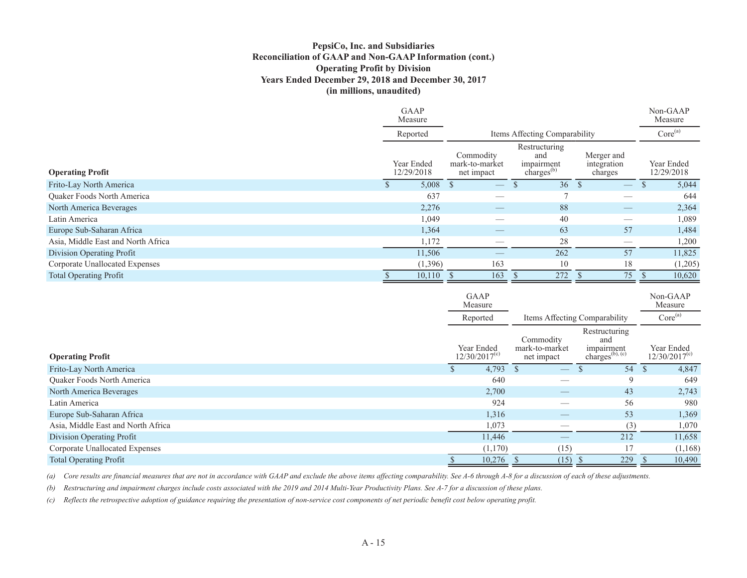**PepsiCo, Inc. and Subsidiaries**
**Reconciliation of GAAP and Non-GAAP Information (cont.)**
**Operating Profit by Division**
**Years Ended December 29, 2018 and December 30, 2017**
**(in millions, unaudited)**

| | GAAP Measure | | | | Non-GAAP Measure |
|---|---|---|---|---|---|
| | Reported | Items Affecting Comparability | | | Core[(a)] |
| **Operating Profit** | Year Ended 12/29/2018 | Commodity mark-to-market net impact | Restructuring and impairment charges[(b)] | Merger and integration charges | Year Ended 12/29/2018 |
| Frito-Lay North America | $ 5,008 | $ — | $ 36 | $ — | $ 5,044 |
| Quaker Foods North America | 637 | — | 7 | — | 644 |
| North America Beverages | 2,276 | — | 88 | — | 2,364 |
| Latin America | 1,049 | — | 40 | — | 1,089 |
| Europe Sub-Saharan Africa | 1,364 | — | 63 | 57 | 1,484 |
| Asia, Middle East and North Africa | 1,172 | — | 28 | — | 1,200 |
| Division Operating Profit | 11,506 | — | 262 | 57 | 11,825 |
| Corporate Unallocated Expenses | (1,396) | 163 | 10 | 18 | (1,205) |
| Total Operating Profit | $ 10,110 | $ 163 | $ 272 | $ 75 | $ 10,620 |

| | GAAP Measure | | | Non-GAAP Measure |
|---|---|---|---|---|
| | Reported | Items Affecting Comparability | | Core[(a)] |
| **Operating Profit** | Year Ended 12/30/2017[(c)] | Commodity mark-to-market net impact | Restructuring and impairment charges[(b), (c)] | Year Ended 12/30/2017[(c)] |
| Frito-Lay North America | $ 4,793 | $ — | $ 54 | $ 4,847 |
| Quaker Foods North America | 640 | — | 9 | 649 |
| North America Beverages | 2,700 | — | 43 | 2,743 |
| Latin America | 924 | — | 56 | 980 |
| Europe Sub-Saharan Africa | 1,316 | — | 53 | 1,369 |
| Asia, Middle East and North Africa | 1,073 | — | (3) | 1,070 |
| Division Operating Profit | 11,446 | — | 212 | 11,658 |
| Corporate Unallocated Expenses | (1,170) | (15) | 17 | (1,168) |
| Total Operating Profit | $ 10,276 | $ (15) | $ 229 | $ 10,490 |

*(a) Core results are financial measures that are not in accordance with GAAP and exclude the above items affecting comparability. See A-6 through A-8 for a discussion of each of these adjustments.*

*(b) Restructuring and impairment charges include costs associated with the 2019 and 2014 Multi-Year Productivity Plans. See A-7 for a discussion of these plans.*

*(c) Reflects the retrospective adoption of guidance requiring the presentation of non-service cost components of net periodic benefit cost below operating profit.*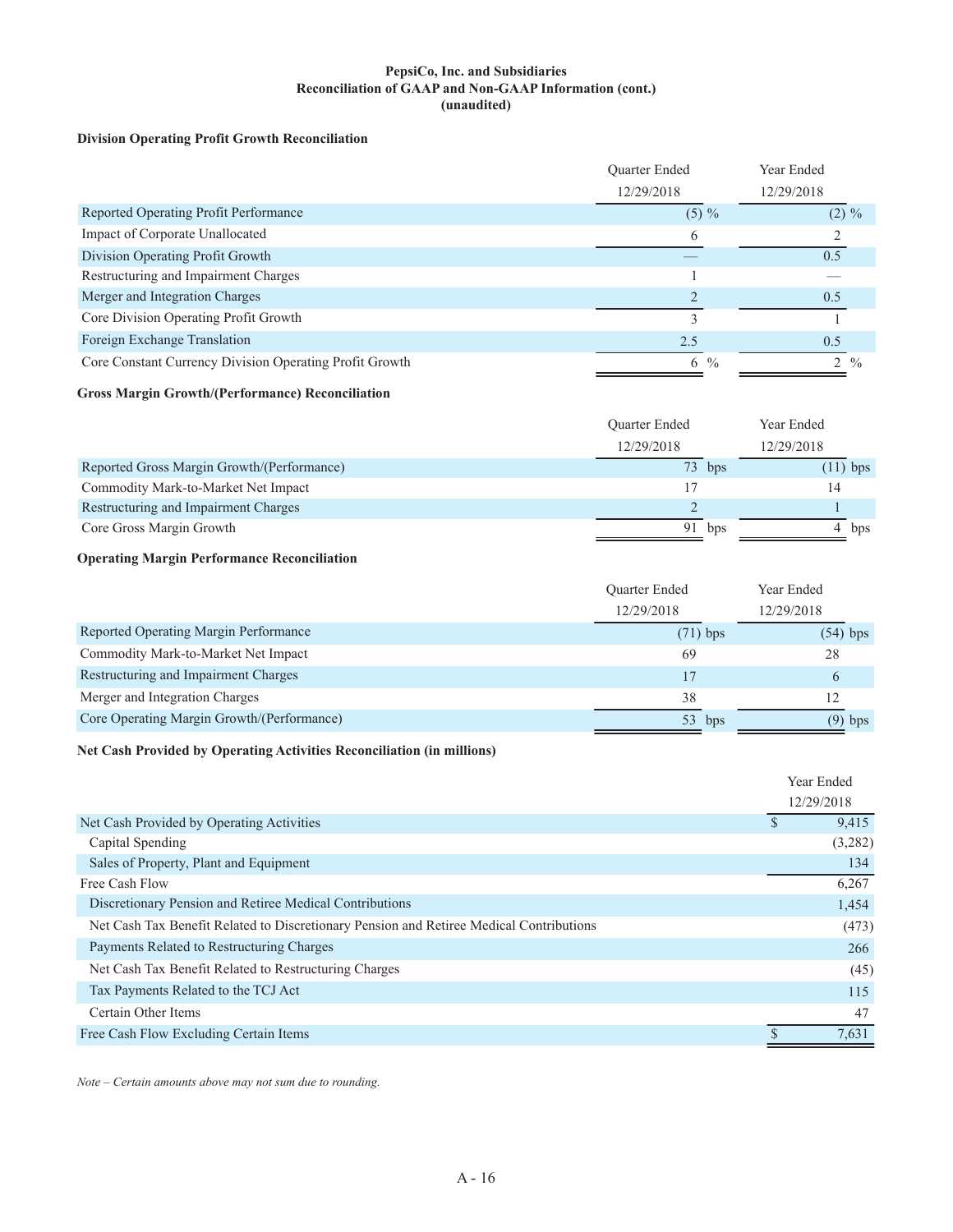**PepsiCo, Inc. and Subsidiaries**
**Reconciliation of GAAP and Non-GAAP Information (cont.)**
**(unaudited)**

**Division Operating Profit Growth Reconciliation**

| | Quarter Ended 12/29/2018 | Year Ended 12/29/2018 |
|---|---|---|
| Reported Operating Profit Performance | (5) % | (2) % |
| Impact of Corporate Unallocated | 6 | 2 |
| Division Operating Profit Growth | — | 0.5 |
| Restructuring and Impairment Charges | 1 | — |
| Merger and Integration Charges | 2 | 0.5 |
| Core Division Operating Profit Growth | 3 | 1 |
| Foreign Exchange Translation | 2.5 | 0.5 |
| Core Constant Currency Division Operating Profit Growth | 6 % | 2 % |

**Gross Margin Growth/(Performance) Reconciliation**

| | Quarter Ended 12/29/2018 | Year Ended 12/29/2018 |
|---|---|---|
| Reported Gross Margin Growth/(Performance) | 73 bps | (11) bps |
| Commodity Mark-to-Market Net Impact | 17 | 14 |
| Restructuring and Impairment Charges | 2 | 1 |
| Core Gross Margin Growth | 91 bps | 4 bps |

**Operating Margin Performance Reconciliation**

| | Quarter Ended 12/29/2018 | Year Ended 12/29/2018 |
|---|---|---|
| Reported Operating Margin Performance | (71) bps | (54) bps |
| Commodity Mark-to-Market Net Impact | 69 | 28 |
| Restructuring and Impairment Charges | 17 | 6 |
| Merger and Integration Charges | 38 | 12 |
| Core Operating Margin Growth/(Performance) | 53 bps | (9) bps |

**Net Cash Provided by Operating Activities Reconciliation (in millions)**

| | Year Ended 12/29/2018 |
|---|---|
| Net Cash Provided by Operating Activities | $ 9,415 |
| Capital Spending | (3,282) |
| Sales of Property, Plant and Equipment | 134 |
| Free Cash Flow | 6,267 |
| Discretionary Pension and Retiree Medical Contributions | 1,454 |
| Net Cash Tax Benefit Related to Discretionary Pension and Retiree Medical Contributions | (473) |
| Payments Related to Restructuring Charges | 266 |
| Net Cash Tax Benefit Related to Restructuring Charges | (45) |
| Tax Payments Related to the TCJ Act | 115 |
| Certain Other Items | 47 |
| Free Cash Flow Excluding Certain Items | $ 7,631 |

*Note – Certain amounts above may not sum due to rounding.*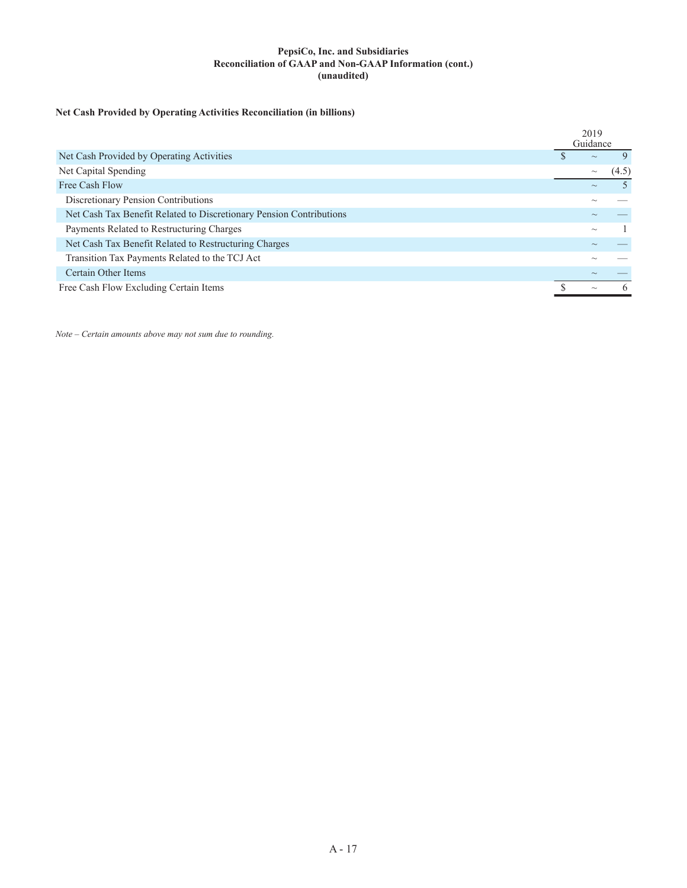**PepsiCo, Inc. and Subsidiaries**
**Reconciliation of GAAP and Non-GAAP Information (cont.)**
**(unaudited)**

**Net Cash Provided by Operating Activities Reconciliation (in billions)**

| | 2019 Guidance |
|---|---|
| Net Cash Provided by Operating Activities | $ ~ 9 |
| Net Capital Spending | ~ (4.5) |
| Free Cash Flow | ~ 5 |
| Discretionary Pension Contributions | ~ — |
| Net Cash Tax Benefit Related to Discretionary Pension Contributions | ~ — |
| Payments Related to Restructuring Charges | ~ 1 |
| Net Cash Tax Benefit Related to Restructuring Charges | ~ — |
| Transition Tax Payments Related to the TCJ Act | ~ — |
| Certain Other Items | ~ — |
| Free Cash Flow Excluding Certain Items | $ ~ 6 |

*Note – Certain amounts above may not sum due to rounding.*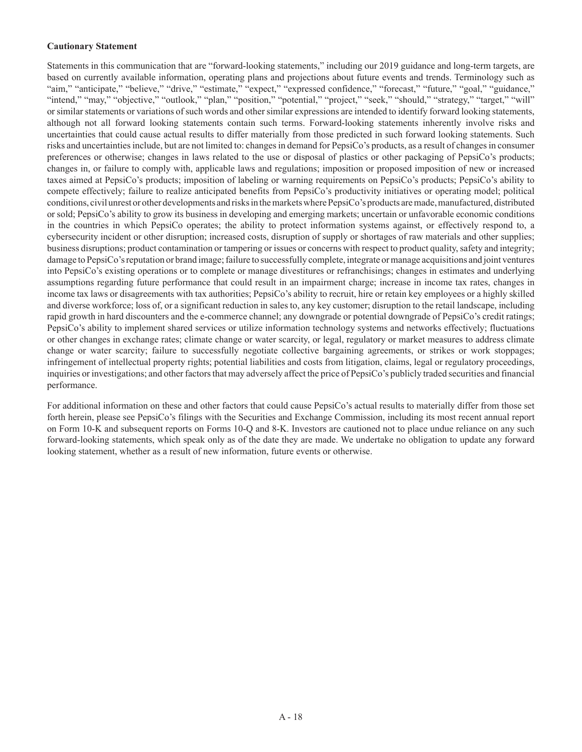**Cautionary Statement**

Statements in this communication that are "forward-looking statements," including our 2019 guidance and long-term targets, are based on currently available information, operating plans and projections about future events and trends. Terminology such as "aim," "anticipate," "believe," "drive," "estimate," "expect," "expressed confidence," "forecast," "future," "goal," "guidance," "intend," "may," "objective," "outlook," "plan," "position," "potential," "project," "seek," "should," "strategy," "target," "will" or similar statements or variations of such words and other similar expressions are intended to identify forward looking statements, although not all forward looking statements contain such terms. Forward-looking statements inherently involve risks and uncertainties that could cause actual results to differ materially from those predicted in such forward looking statements. Such risks and uncertainties include, but are not limited to: changes in demand for PepsiCo's products, as a result of changes in consumer preferences or otherwise; changes in laws related to the use or disposal of plastics or other packaging of PepsiCo's products; changes in, or failure to comply with, applicable laws and regulations; imposition or proposed imposition of new or increased taxes aimed at PepsiCo's products; imposition of labeling or warning requirements on PepsiCo's products; PepsiCo's ability to compete effectively; failure to realize anticipated benefits from PepsiCo's productivity initiatives or operating model; political conditions, civil unrest or other developments and risks in the markets where PepsiCo's products are made, manufactured, distributed or sold; PepsiCo's ability to grow its business in developing and emerging markets; uncertain or unfavorable economic conditions in the countries in which PepsiCo operates; the ability to protect information systems against, or effectively respond to, a cybersecurity incident or other disruption; increased costs, disruption of supply or shortages of raw materials and other supplies; business disruptions; product contamination or tampering or issues or concerns with respect to product quality, safety and integrity; damage to PepsiCo's reputation or brand image; failure to successfully complete, integrate or manage acquisitions and joint ventures into PepsiCo's existing operations or to complete or manage divestitures or refranchisings; changes in estimates and underlying assumptions regarding future performance that could result in an impairment charge; increase in income tax rates, changes in income tax laws or disagreements with tax authorities; PepsiCo's ability to recruit, hire or retain key employees or a highly skilled and diverse workforce; loss of, or a significant reduction in sales to, any key customer; disruption to the retail landscape, including rapid growth in hard discounters and the e-commerce channel; any downgrade or potential downgrade of PepsiCo's credit ratings; PepsiCo's ability to implement shared services or utilize information technology systems and networks effectively; fluctuations or other changes in exchange rates; climate change or water scarcity, or legal, regulatory or market measures to address climate change or water scarcity; failure to successfully negotiate collective bargaining agreements, or strikes or work stoppages; infringement of intellectual property rights; potential liabilities and costs from litigation, claims, legal or regulatory proceedings, inquiries or investigations; and other factors that may adversely affect the price of PepsiCo's publicly traded securities and financial performance.

For additional information on these and other factors that could cause PepsiCo's actual results to materially differ from those set forth herein, please see PepsiCo's filings with the Securities and Exchange Commission, including its most recent annual report on Form 10-K and subsequent reports on Forms 10-Q and 8-K. Investors are cautioned not to place undue reliance on any such forward-looking statements, which speak only as of the date they are made. We undertake no obligation to update any forward looking statement, whether as a result of new information, future events or otherwise.